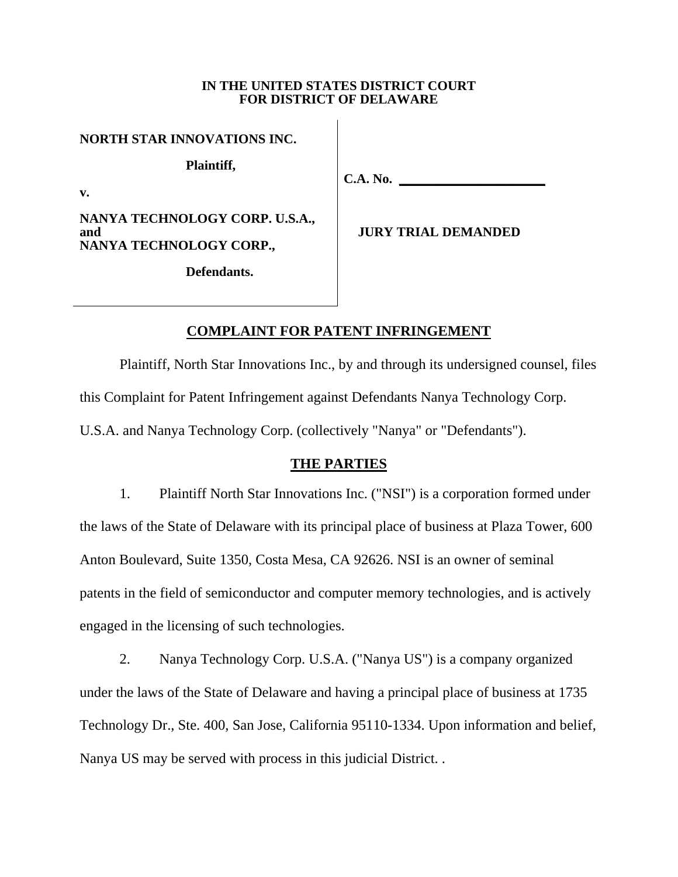**IN THE UNITED STATES DISTRICT COURT**
**FOR DISTRICT OF DELAWARE**

| | |
|---|---|
| **NORTH STAR INNOVATIONS INC.**<br><br>**Plaintiff,**<br><br>**v.**<br><br>**NANYA TECHNOLOGY CORP. U.S.A., and NANYA TECHNOLOGY CORP.,**<br><br>**Defendants.** | **C.A. No. \_\_\_\_\_\_\_\_\_\_\_\_\_\_\_\_\_\_\_\_**<br><br>**JURY TRIAL DEMANDED** |

## COMPLAINT FOR PATENT INFRINGEMENT

Plaintiff, North Star Innovations Inc., by and through its undersigned counsel, files this Complaint for Patent Infringement against Defendants Nanya Technology Corp. U.S.A. and Nanya Technology Corp. (collectively "Nanya" or "Defendants").

## THE PARTIES

1. Plaintiff North Star Innovations Inc. ("NSI") is a corporation formed under the laws of the State of Delaware with its principal place of business at Plaza Tower, 600 Anton Boulevard, Suite 1350, Costa Mesa, CA 92626. NSI is an owner of seminal patents in the field of semiconductor and computer memory technologies, and is actively engaged in the licensing of such technologies.

2. Nanya Technology Corp. U.S.A. ("Nanya US") is a company organized under the laws of the State of Delaware and having a principal place of business at 1735 Technology Dr., Ste. 400, San Jose, California 95110-1334. Upon information and belief, Nanya US may be served with process in this judicial District. .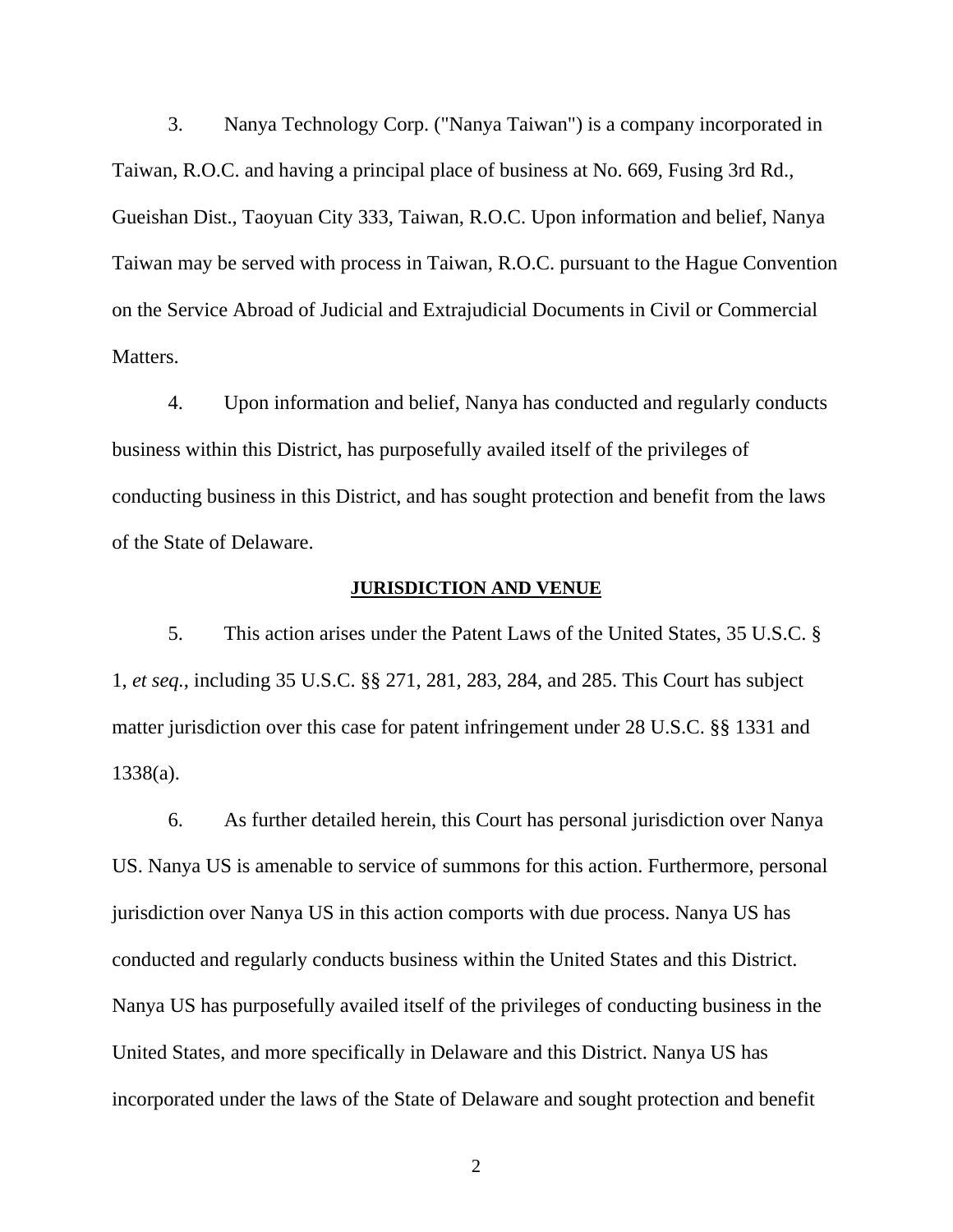3. Nanya Technology Corp. ("Nanya Taiwan") is a company incorporated in Taiwan, R.O.C. and having a principal place of business at No. 669, Fusing 3rd Rd., Gueishan Dist., Taoyuan City 333, Taiwan, R.O.C. Upon information and belief, Nanya Taiwan may be served with process in Taiwan, R.O.C. pursuant to the Hague Convention on the Service Abroad of Judicial and Extrajudicial Documents in Civil or Commercial Matters.

4. Upon information and belief, Nanya has conducted and regularly conducts business within this District, has purposefully availed itself of the privileges of conducting business in this District, and has sought protection and benefit from the laws of the State of Delaware.

## JURISDICTION AND VENUE

5. This action arises under the Patent Laws of the United States, 35 U.S.C. § 1, *et seq.*, including 35 U.S.C. §§ 271, 281, 283, 284, and 285. This Court has subject matter jurisdiction over this case for patent infringement under 28 U.S.C. §§ 1331 and 1338(a).

6. As further detailed herein, this Court has personal jurisdiction over Nanya US. Nanya US is amenable to service of summons for this action. Furthermore, personal jurisdiction over Nanya US in this action comports with due process. Nanya US has conducted and regularly conducts business within the United States and this District. Nanya US has purposefully availed itself of the privileges of conducting business in the United States, and more specifically in Delaware and this District. Nanya US has incorporated under the laws of the State of Delaware and sought protection and benefit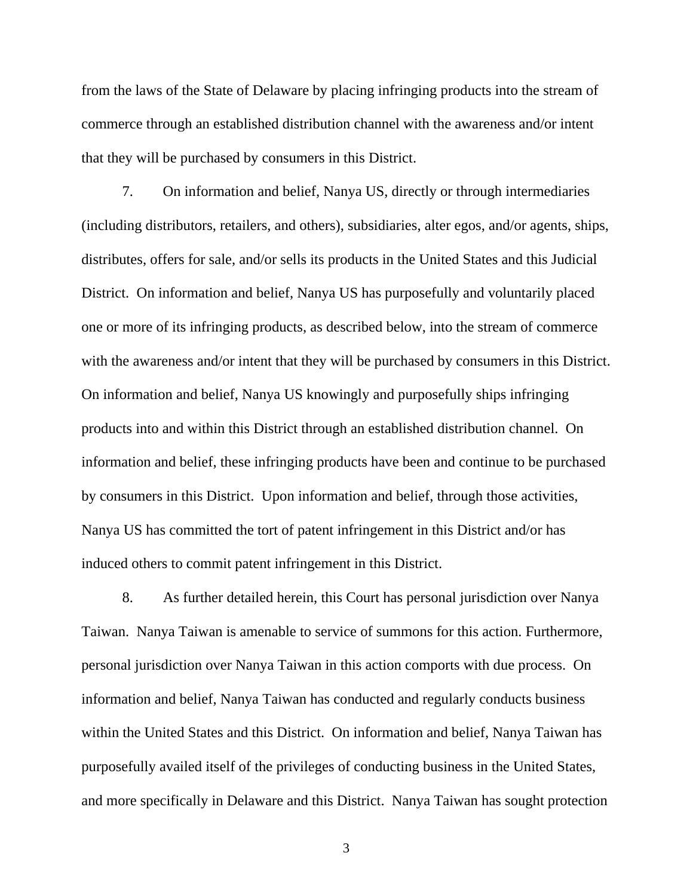from the laws of the State of Delaware by placing infringing products into the stream of commerce through an established distribution channel with the awareness and/or intent that they will be purchased by consumers in this District.

7. On information and belief, Nanya US, directly or through intermediaries (including distributors, retailers, and others), subsidiaries, alter egos, and/or agents, ships, distributes, offers for sale, and/or sells its products in the United States and this Judicial District. On information and belief, Nanya US has purposefully and voluntarily placed one or more of its infringing products, as described below, into the stream of commerce with the awareness and/or intent that they will be purchased by consumers in this District. On information and belief, Nanya US knowingly and purposefully ships infringing products into and within this District through an established distribution channel. On information and belief, these infringing products have been and continue to be purchased by consumers in this District. Upon information and belief, through those activities, Nanya US has committed the tort of patent infringement in this District and/or has induced others to commit patent infringement in this District.

8. As further detailed herein, this Court has personal jurisdiction over Nanya Taiwan. Nanya Taiwan is amenable to service of summons for this action. Furthermore, personal jurisdiction over Nanya Taiwan in this action comports with due process. On information and belief, Nanya Taiwan has conducted and regularly conducts business within the United States and this District. On information and belief, Nanya Taiwan has purposefully availed itself of the privileges of conducting business in the United States, and more specifically in Delaware and this District. Nanya Taiwan has sought protection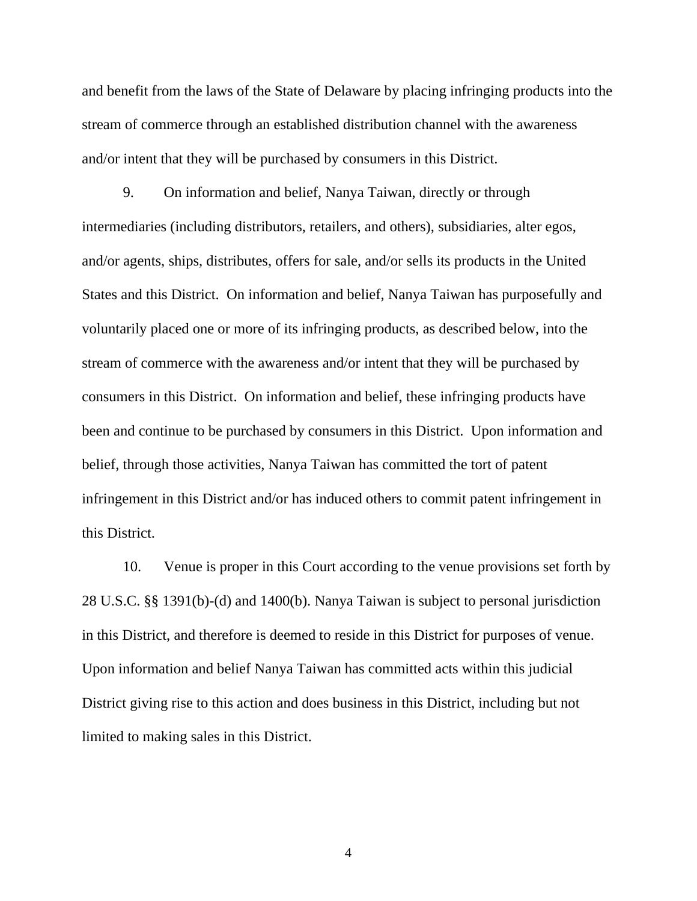and benefit from the laws of the State of Delaware by placing infringing products into the stream of commerce through an established distribution channel with the awareness and/or intent that they will be purchased by consumers in this District.

9. On information and belief, Nanya Taiwan, directly or through intermediaries (including distributors, retailers, and others), subsidiaries, alter egos, and/or agents, ships, distributes, offers for sale, and/or sells its products in the United States and this District. On information and belief, Nanya Taiwan has purposefully and voluntarily placed one or more of its infringing products, as described below, into the stream of commerce with the awareness and/or intent that they will be purchased by consumers in this District. On information and belief, these infringing products have been and continue to be purchased by consumers in this District. Upon information and belief, through those activities, Nanya Taiwan has committed the tort of patent infringement in this District and/or has induced others to commit patent infringement in this District.

10. Venue is proper in this Court according to the venue provisions set forth by 28 U.S.C. §§ 1391(b)-(d) and 1400(b). Nanya Taiwan is subject to personal jurisdiction in this District, and therefore is deemed to reside in this District for purposes of venue. Upon information and belief Nanya Taiwan has committed acts within this judicial District giving rise to this action and does business in this District, including but not limited to making sales in this District.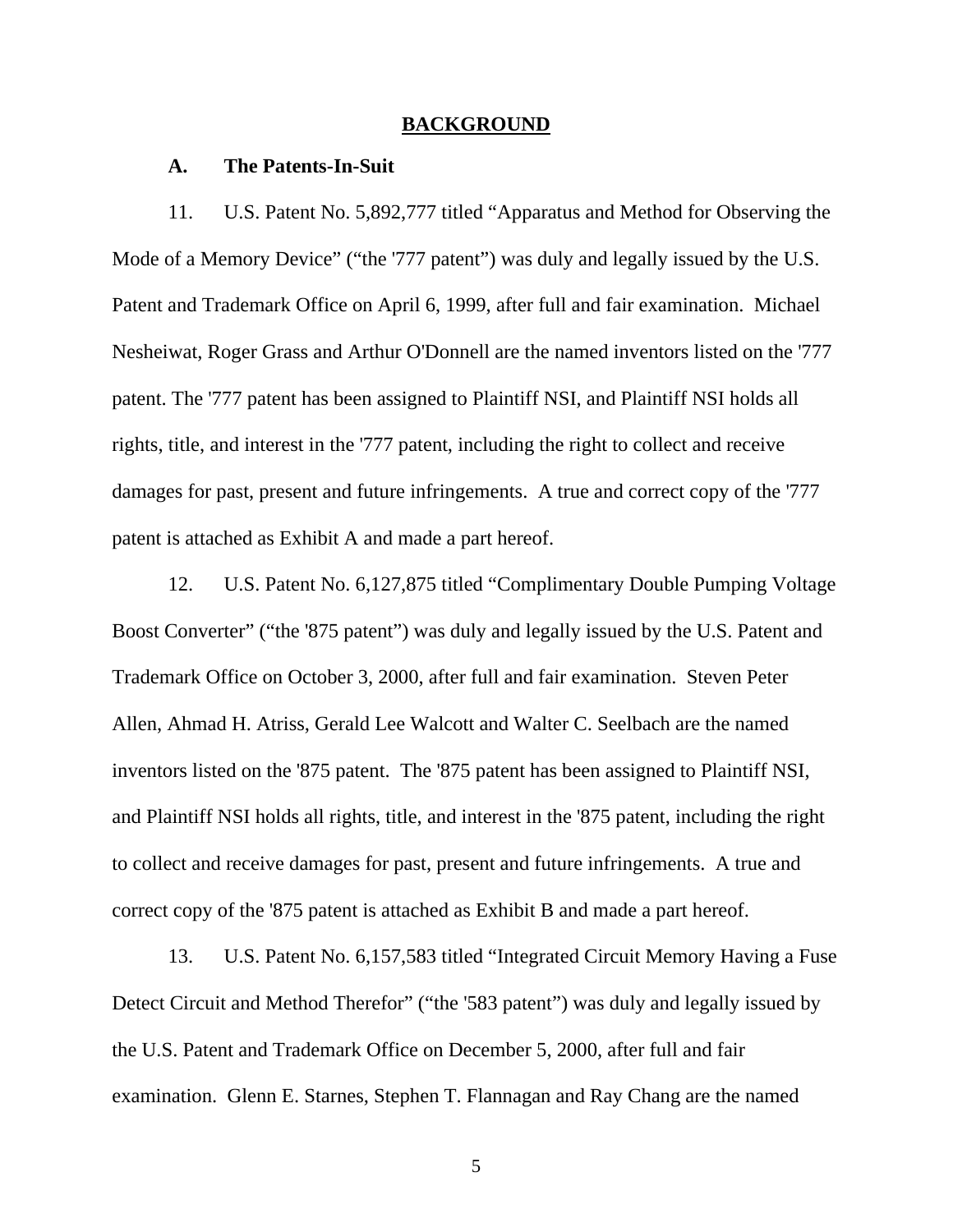## BACKGROUND

### A. The Patents-In-Suit

11. U.S. Patent No. 5,892,777 titled "Apparatus and Method for Observing the Mode of a Memory Device" ("the '777 patent") was duly and legally issued by the U.S. Patent and Trademark Office on April 6, 1999, after full and fair examination. Michael Nesheiwat, Roger Grass and Arthur O'Donnell are the named inventors listed on the '777 patent. The '777 patent has been assigned to Plaintiff NSI, and Plaintiff NSI holds all rights, title, and interest in the '777 patent, including the right to collect and receive damages for past, present and future infringements. A true and correct copy of the '777 patent is attached as Exhibit A and made a part hereof.

12. U.S. Patent No. 6,127,875 titled "Complimentary Double Pumping Voltage Boost Converter" ("the '875 patent") was duly and legally issued by the U.S. Patent and Trademark Office on October 3, 2000, after full and fair examination. Steven Peter Allen, Ahmad H. Atriss, Gerald Lee Walcott and Walter C. Seelbach are the named inventors listed on the '875 patent. The '875 patent has been assigned to Plaintiff NSI, and Plaintiff NSI holds all rights, title, and interest in the '875 patent, including the right to collect and receive damages for past, present and future infringements. A true and correct copy of the '875 patent is attached as Exhibit B and made a part hereof.

13. U.S. Patent No. 6,157,583 titled "Integrated Circuit Memory Having a Fuse Detect Circuit and Method Therefor" ("the '583 patent") was duly and legally issued by the U.S. Patent and Trademark Office on December 5, 2000, after full and fair examination. Glenn E. Starnes, Stephen T. Flannagan and Ray Chang are the named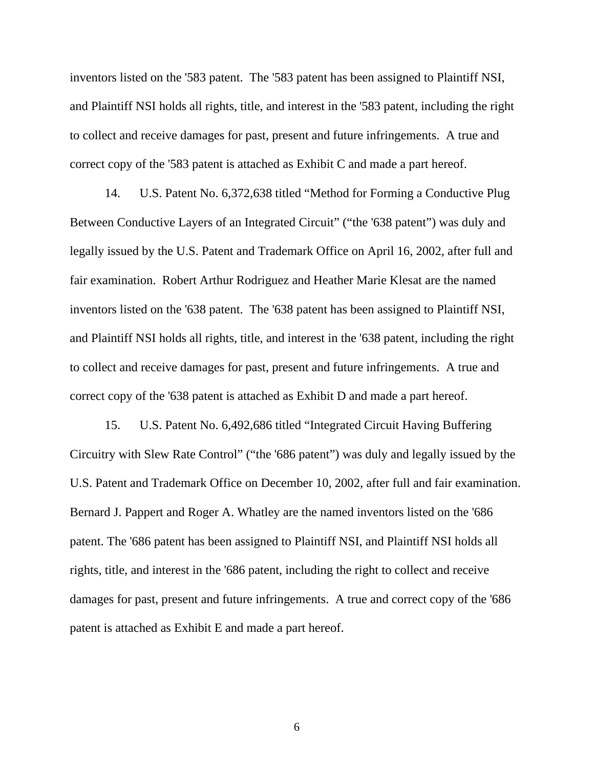inventors listed on the '583 patent. The '583 patent has been assigned to Plaintiff NSI, and Plaintiff NSI holds all rights, title, and interest in the '583 patent, including the right to collect and receive damages for past, present and future infringements. A true and correct copy of the '583 patent is attached as Exhibit C and made a part hereof.

14. U.S. Patent No. 6,372,638 titled “Method for Forming a Conductive Plug Between Conductive Layers of an Integrated Circuit” (“the '638 patent”) was duly and legally issued by the U.S. Patent and Trademark Office on April 16, 2002, after full and fair examination. Robert Arthur Rodriguez and Heather Marie Klesat are the named inventors listed on the '638 patent. The '638 patent has been assigned to Plaintiff NSI, and Plaintiff NSI holds all rights, title, and interest in the '638 patent, including the right to collect and receive damages for past, present and future infringements. A true and correct copy of the '638 patent is attached as Exhibit D and made a part hereof.

15. U.S. Patent No. 6,492,686 titled “Integrated Circuit Having Buffering Circuitry with Slew Rate Control” (“the '686 patent”) was duly and legally issued by the U.S. Patent and Trademark Office on December 10, 2002, after full and fair examination. Bernard J. Pappert and Roger A. Whatley are the named inventors listed on the '686 patent. The '686 patent has been assigned to Plaintiff NSI, and Plaintiff NSI holds all rights, title, and interest in the '686 patent, including the right to collect and receive damages for past, present and future infringements. A true and correct copy of the '686 patent is attached as Exhibit E and made a part hereof.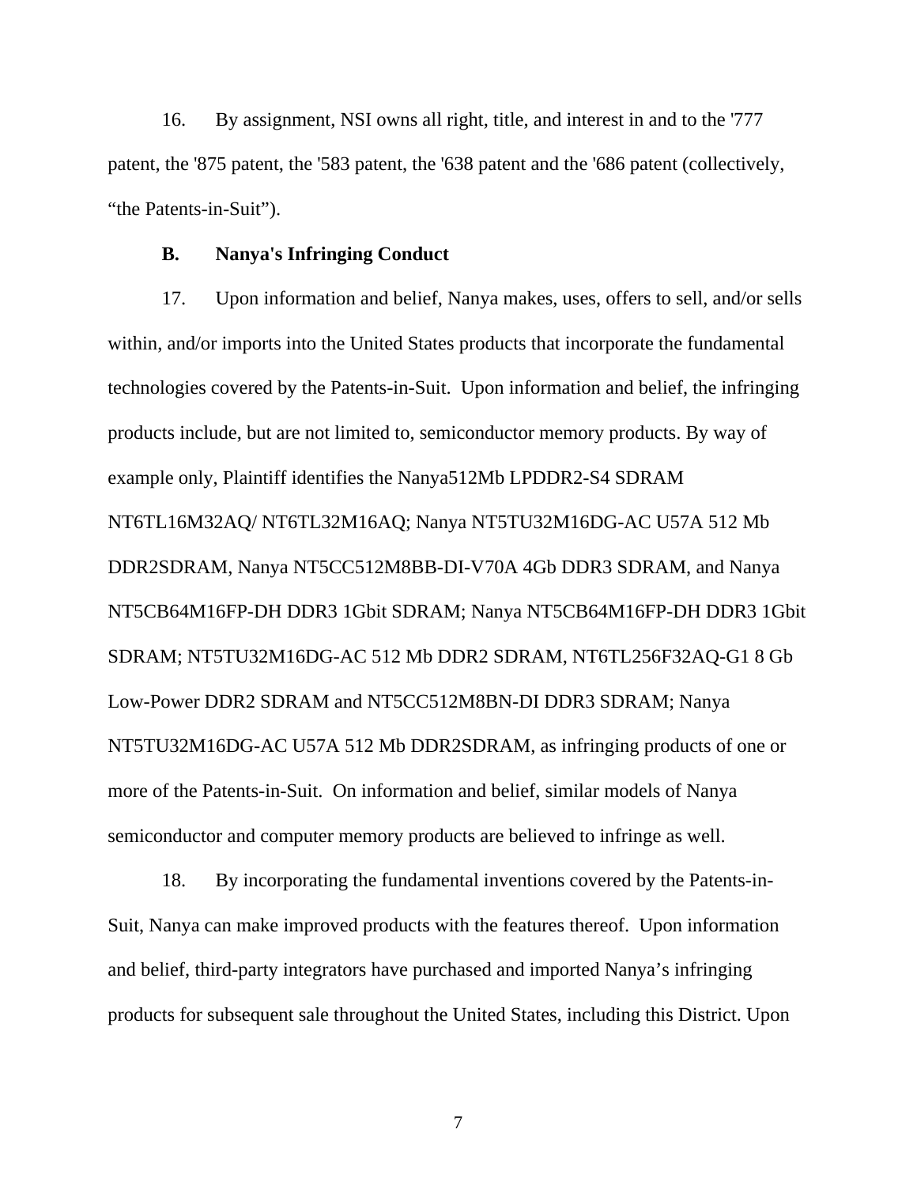16. By assignment, NSI owns all right, title, and interest in and to the '777 patent, the '875 patent, the '583 patent, the '638 patent and the '686 patent (collectively, "the Patents-in-Suit").

**B. Nanya's Infringing Conduct**

17. Upon information and belief, Nanya makes, uses, offers to sell, and/or sells within, and/or imports into the United States products that incorporate the fundamental technologies covered by the Patents-in-Suit. Upon information and belief, the infringing products include, but are not limited to, semiconductor memory products. By way of example only, Plaintiff identifies the Nanya512Mb LPDDR2-S4 SDRAM NT6TL16M32AQ/ NT6TL32M16AQ; Nanya NT5TU32M16DG-AC U57A 512 Mb DDR2SDRAM, Nanya NT5CC512M8BB-DI-V70A 4Gb DDR3 SDRAM, and Nanya NT5CB64M16FP-DH DDR3 1Gbit SDRAM; Nanya NT5CB64M16FP-DH DDR3 1Gbit SDRAM; NT5TU32M16DG-AC 512 Mb DDR2 SDRAM, NT6TL256F32AQ-G1 8 Gb Low-Power DDR2 SDRAM and NT5CC512M8BN-DI DDR3 SDRAM; Nanya NT5TU32M16DG-AC U57A 512 Mb DDR2SDRAM, as infringing products of one or more of the Patents-in-Suit. On information and belief, similar models of Nanya semiconductor and computer memory products are believed to infringe as well.

18. By incorporating the fundamental inventions covered by the Patents-in-Suit, Nanya can make improved products with the features thereof. Upon information and belief, third-party integrators have purchased and imported Nanya's infringing products for subsequent sale throughout the United States, including this District. Upon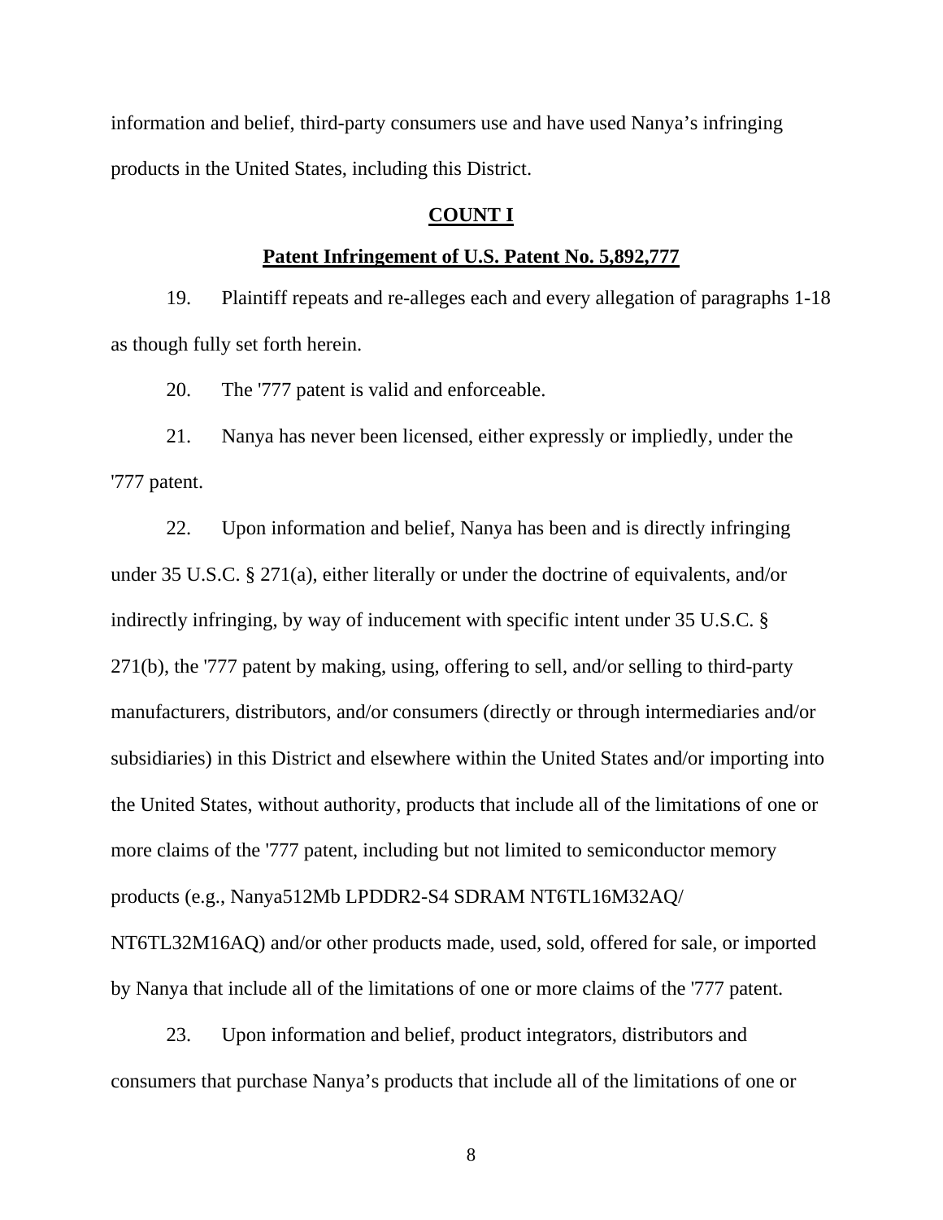information and belief, third-party consumers use and have used Nanya's infringing products in the United States, including this District.

## COUNT I

## Patent Infringement of U.S. Patent No. 5,892,777

19. Plaintiff repeats and re-alleges each and every allegation of paragraphs 1-18 as though fully set forth herein.

20. The '777 patent is valid and enforceable.

21. Nanya has never been licensed, either expressly or impliedly, under the '777 patent.

22. Upon information and belief, Nanya has been and is directly infringing under 35 U.S.C. § 271(a), either literally or under the doctrine of equivalents, and/or indirectly infringing, by way of inducement with specific intent under 35 U.S.C. § 271(b), the '777 patent by making, using, offering to sell, and/or selling to third-party manufacturers, distributors, and/or consumers (directly or through intermediaries and/or subsidiaries) in this District and elsewhere within the United States and/or importing into the United States, without authority, products that include all of the limitations of one or more claims of the '777 patent, including but not limited to semiconductor memory products (e.g., Nanya512Mb LPDDR2-S4 SDRAM NT6TL16M32AQ/ NT6TL32M16AQ) and/or other products made, used, sold, offered for sale, or imported by Nanya that include all of the limitations of one or more claims of the '777 patent.

23. Upon information and belief, product integrators, distributors and consumers that purchase Nanya's products that include all of the limitations of one or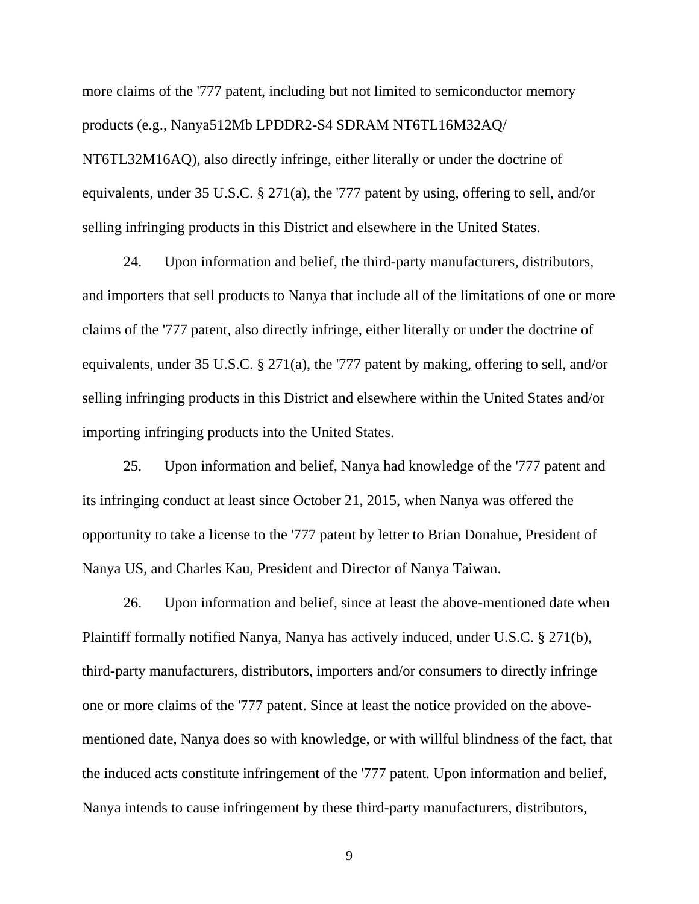more claims of the '777 patent, including but not limited to semiconductor memory products (e.g., Nanya512Mb LPDDR2-S4 SDRAM NT6TL16M32AQ/ NT6TL32M16AQ), also directly infringe, either literally or under the doctrine of equivalents, under 35 U.S.C. § 271(a), the '777 patent by using, offering to sell, and/or selling infringing products in this District and elsewhere in the United States.

24. Upon information and belief, the third-party manufacturers, distributors, and importers that sell products to Nanya that include all of the limitations of one or more claims of the '777 patent, also directly infringe, either literally or under the doctrine of equivalents, under 35 U.S.C. § 271(a), the '777 patent by making, offering to sell, and/or selling infringing products in this District and elsewhere within the United States and/or importing infringing products into the United States.

25. Upon information and belief, Nanya had knowledge of the '777 patent and its infringing conduct at least since October 21, 2015, when Nanya was offered the opportunity to take a license to the '777 patent by letter to Brian Donahue, President of Nanya US, and Charles Kau, President and Director of Nanya Taiwan.

26. Upon information and belief, since at least the above-mentioned date when Plaintiff formally notified Nanya, Nanya has actively induced, under U.S.C. § 271(b), third-party manufacturers, distributors, importers and/or consumers to directly infringe one or more claims of the '777 patent. Since at least the notice provided on the above-mentioned date, Nanya does so with knowledge, or with willful blindness of the fact, that the induced acts constitute infringement of the '777 patent. Upon information and belief, Nanya intends to cause infringement by these third-party manufacturers, distributors,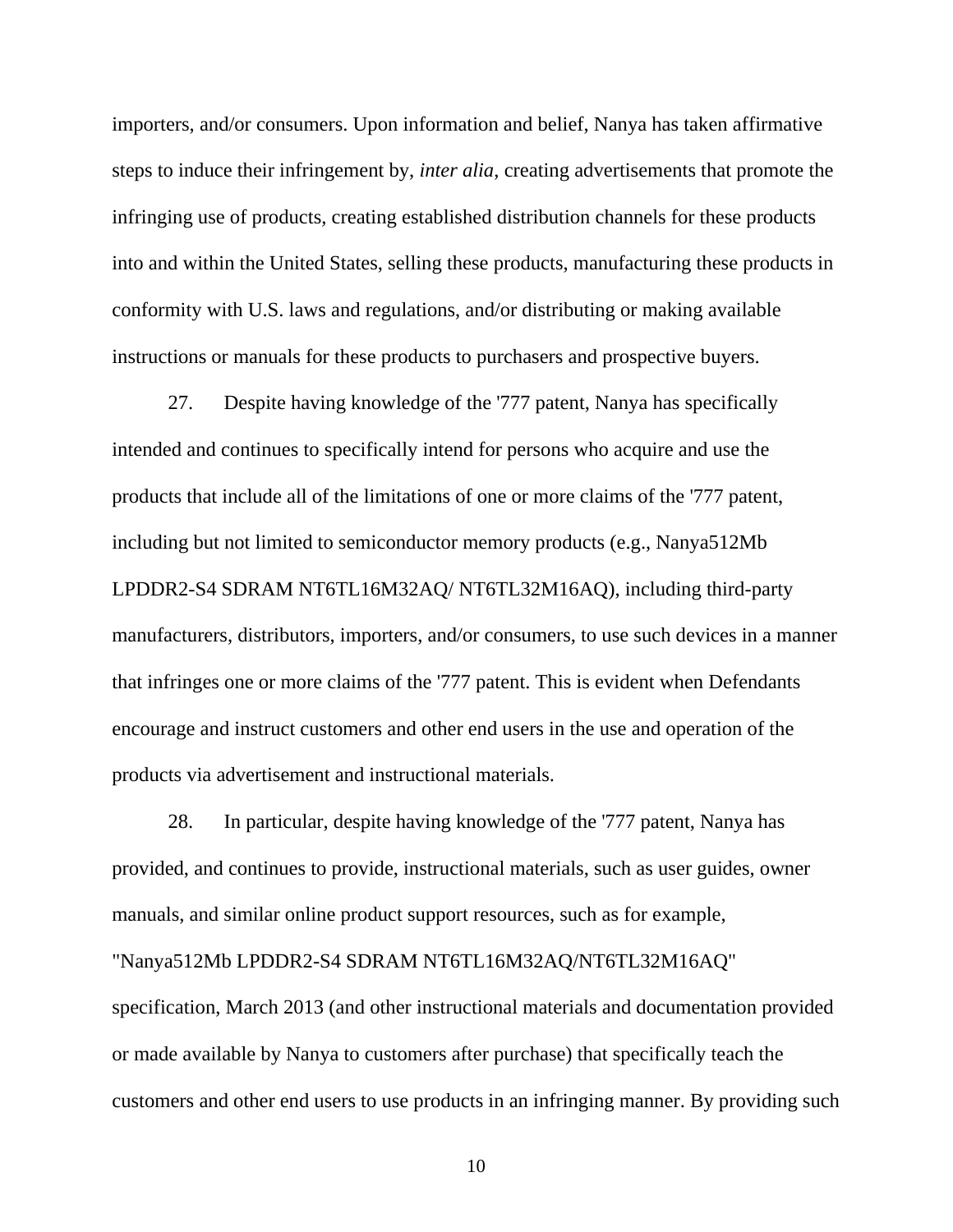importers, and/or consumers. Upon information and belief, Nanya has taken affirmative steps to induce their infringement by, *inter alia*, creating advertisements that promote the infringing use of products, creating established distribution channels for these products into and within the United States, selling these products, manufacturing these products in conformity with U.S. laws and regulations, and/or distributing or making available instructions or manuals for these products to purchasers and prospective buyers.

27. Despite having knowledge of the '777 patent, Nanya has specifically intended and continues to specifically intend for persons who acquire and use the products that include all of the limitations of one or more claims of the '777 patent, including but not limited to semiconductor memory products (e.g., Nanya512Mb LPDDR2-S4 SDRAM NT6TL16M32AQ/ NT6TL32M16AQ), including third-party manufacturers, distributors, importers, and/or consumers, to use such devices in a manner that infringes one or more claims of the '777 patent. This is evident when Defendants encourage and instruct customers and other end users in the use and operation of the products via advertisement and instructional materials.

28. In particular, despite having knowledge of the '777 patent, Nanya has provided, and continues to provide, instructional materials, such as user guides, owner manuals, and similar online product support resources, such as for example, "Nanya512Mb LPDDR2-S4 SDRAM NT6TL16M32AQ/NT6TL32M16AQ" specification, March 2013 (and other instructional materials and documentation provided or made available by Nanya to customers after purchase) that specifically teach the customers and other end users to use products in an infringing manner. By providing such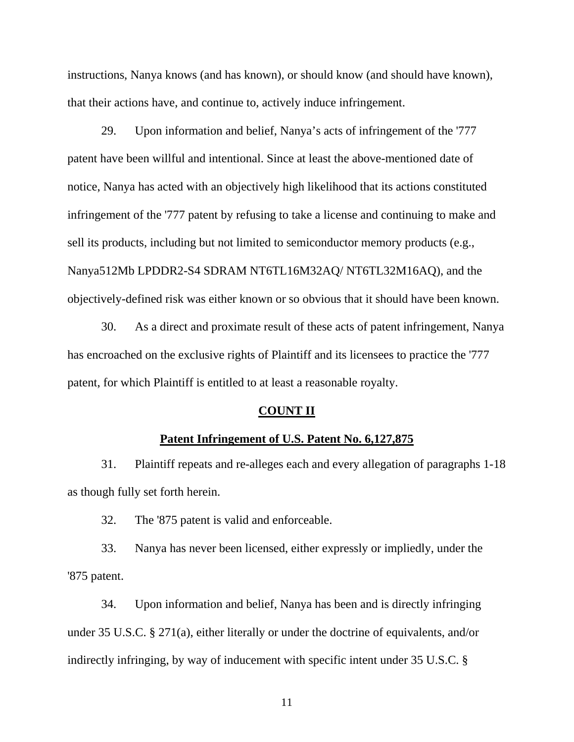instructions, Nanya knows (and has known), or should know (and should have known), that their actions have, and continue to, actively induce infringement.

29. Upon information and belief, Nanya's acts of infringement of the '777 patent have been willful and intentional. Since at least the above-mentioned date of notice, Nanya has acted with an objectively high likelihood that its actions constituted infringement of the '777 patent by refusing to take a license and continuing to make and sell its products, including but not limited to semiconductor memory products (e.g., Nanya512Mb LPDDR2-S4 SDRAM NT6TL16M32AQ/ NT6TL32M16AQ), and the objectively-defined risk was either known or so obvious that it should have been known.

30. As a direct and proximate result of these acts of patent infringement, Nanya has encroached on the exclusive rights of Plaintiff and its licensees to practice the '777 patent, for which Plaintiff is entitled to at least a reasonable royalty.

## COUNT II

## Patent Infringement of U.S. Patent No. 6,127,875

31. Plaintiff repeats and re-alleges each and every allegation of paragraphs 1-18 as though fully set forth herein.

32. The '875 patent is valid and enforceable.

33. Nanya has never been licensed, either expressly or impliedly, under the '875 patent.

34. Upon information and belief, Nanya has been and is directly infringing under 35 U.S.C. § 271(a), either literally or under the doctrine of equivalents, and/or indirectly infringing, by way of inducement with specific intent under 35 U.S.C. §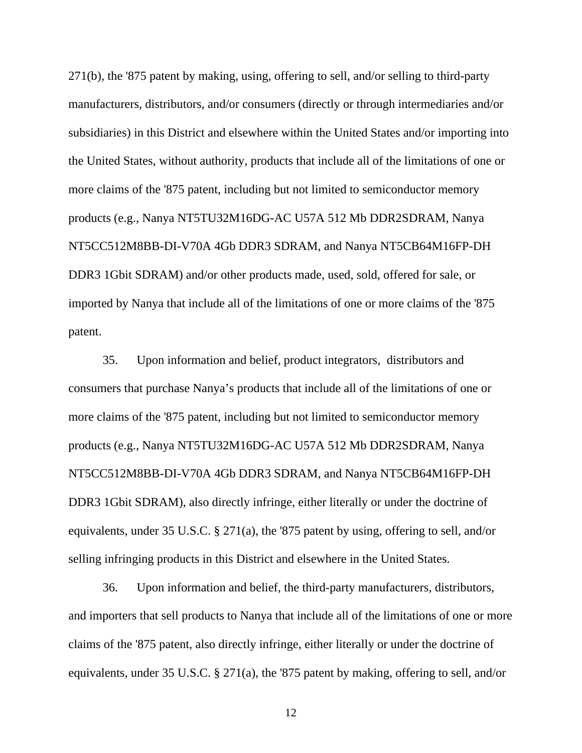271(b), the '875 patent by making, using, offering to sell, and/or selling to third-party manufacturers, distributors, and/or consumers (directly or through intermediaries and/or subsidiaries) in this District and elsewhere within the United States and/or importing into the United States, without authority, products that include all of the limitations of one or more claims of the '875 patent, including but not limited to semiconductor memory products (e.g., Nanya NT5TU32M16DG-AC U57A 512 Mb DDR2SDRAM, Nanya NT5CC512M8BB-DI-V70A 4Gb DDR3 SDRAM, and Nanya NT5CB64M16FP-DH DDR3 1Gbit SDRAM) and/or other products made, used, sold, offered for sale, or imported by Nanya that include all of the limitations of one or more claims of the '875 patent.

35. Upon information and belief, product integrators, distributors and consumers that purchase Nanya's products that include all of the limitations of one or more claims of the '875 patent, including but not limited to semiconductor memory products (e.g., Nanya NT5TU32M16DG-AC U57A 512 Mb DDR2SDRAM, Nanya NT5CC512M8BB-DI-V70A 4Gb DDR3 SDRAM, and Nanya NT5CB64M16FP-DH DDR3 1Gbit SDRAM), also directly infringe, either literally or under the doctrine of equivalents, under 35 U.S.C. § 271(a), the '875 patent by using, offering to sell, and/or selling infringing products in this District and elsewhere in the United States.

36. Upon information and belief, the third-party manufacturers, distributors, and importers that sell products to Nanya that include all of the limitations of one or more claims of the '875 patent, also directly infringe, either literally or under the doctrine of equivalents, under 35 U.S.C. § 271(a), the '875 patent by making, offering to sell, and/or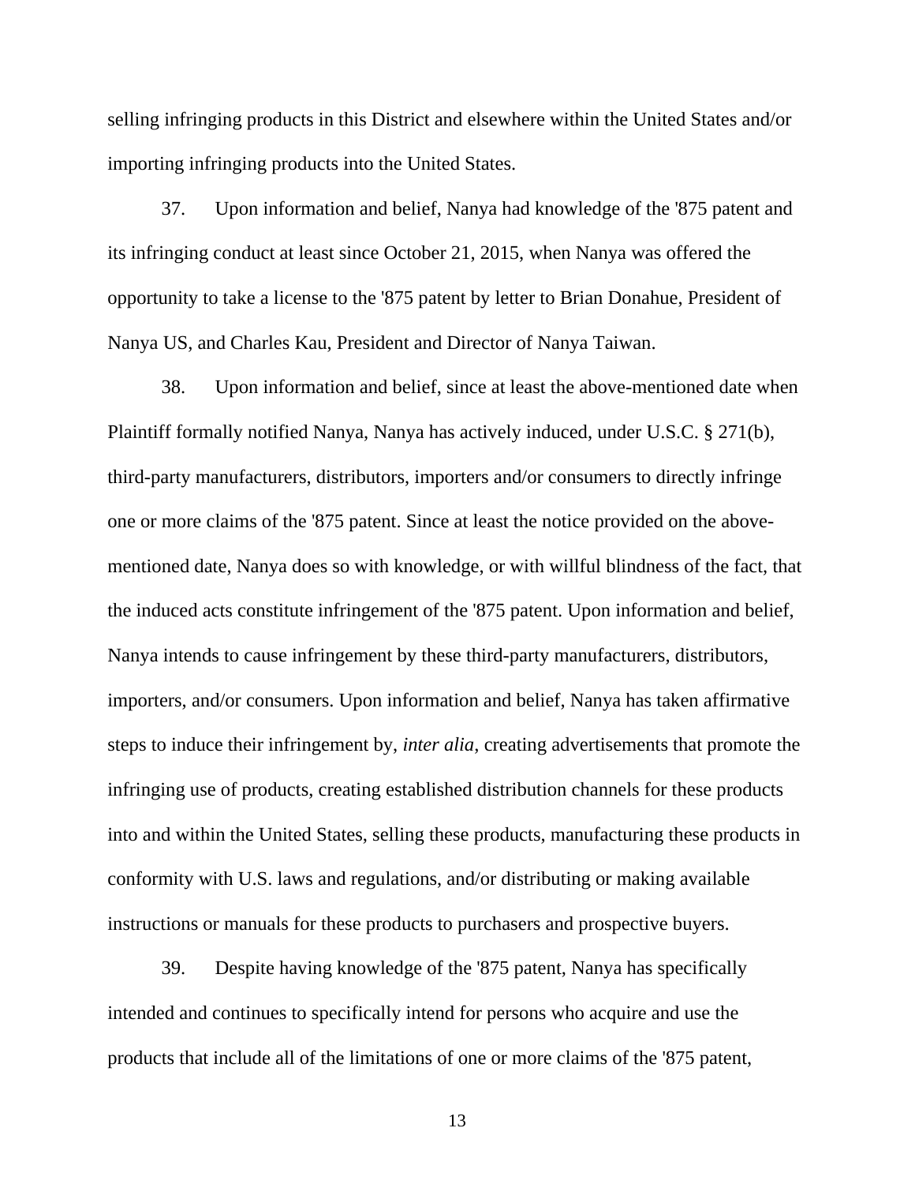selling infringing products in this District and elsewhere within the United States and/or importing infringing products into the United States.

37. Upon information and belief, Nanya had knowledge of the '875 patent and its infringing conduct at least since October 21, 2015, when Nanya was offered the opportunity to take a license to the '875 patent by letter to Brian Donahue, President of Nanya US, and Charles Kau, President and Director of Nanya Taiwan.

38. Upon information and belief, since at least the above-mentioned date when Plaintiff formally notified Nanya, Nanya has actively induced, under U.S.C. § 271(b), third-party manufacturers, distributors, importers and/or consumers to directly infringe one or more claims of the '875 patent. Since at least the notice provided on the above-mentioned date, Nanya does so with knowledge, or with willful blindness of the fact, that the induced acts constitute infringement of the '875 patent. Upon information and belief, Nanya intends to cause infringement by these third-party manufacturers, distributors, importers, and/or consumers. Upon information and belief, Nanya has taken affirmative steps to induce their infringement by, *inter alia*, creating advertisements that promote the infringing use of products, creating established distribution channels for these products into and within the United States, selling these products, manufacturing these products in conformity with U.S. laws and regulations, and/or distributing or making available instructions or manuals for these products to purchasers and prospective buyers.

39. Despite having knowledge of the '875 patent, Nanya has specifically intended and continues to specifically intend for persons who acquire and use the products that include all of the limitations of one or more claims of the '875 patent,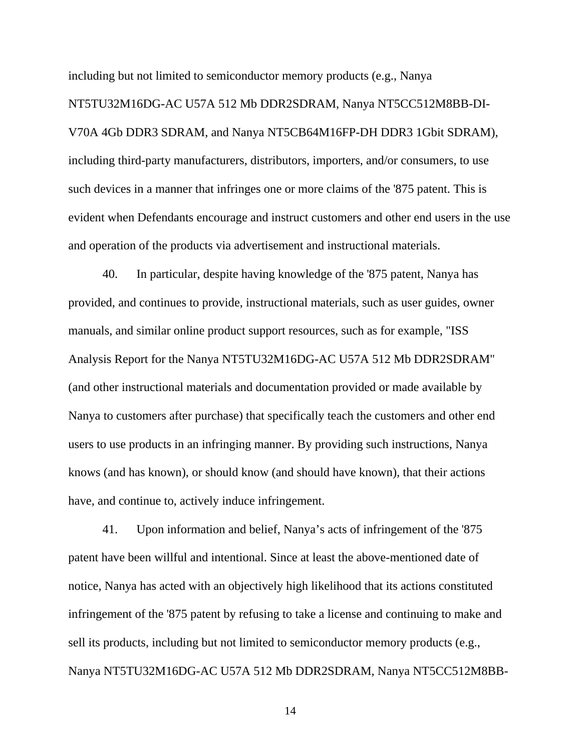including but not limited to semiconductor memory products (e.g., Nanya NT5TU32M16DG-AC U57A 512 Mb DDR2SDRAM, Nanya NT5CC512M8BB-DI-V70A 4Gb DDR3 SDRAM, and Nanya NT5CB64M16FP-DH DDR3 1Gbit SDRAM), including third-party manufacturers, distributors, importers, and/or consumers, to use such devices in a manner that infringes one or more claims of the '875 patent. This is evident when Defendants encourage and instruct customers and other end users in the use and operation of the products via advertisement and instructional materials.

40. In particular, despite having knowledge of the '875 patent, Nanya has provided, and continues to provide, instructional materials, such as user guides, owner manuals, and similar online product support resources, such as for example, "ISS Analysis Report for the Nanya NT5TU32M16DG-AC U57A 512 Mb DDR2SDRAM" (and other instructional materials and documentation provided or made available by Nanya to customers after purchase) that specifically teach the customers and other end users to use products in an infringing manner. By providing such instructions, Nanya knows (and has known), or should know (and should have known), that their actions have, and continue to, actively induce infringement.

41. Upon information and belief, Nanya's acts of infringement of the '875 patent have been willful and intentional. Since at least the above-mentioned date of notice, Nanya has acted with an objectively high likelihood that its actions constituted infringement of the '875 patent by refusing to take a license and continuing to make and sell its products, including but not limited to semiconductor memory products (e.g., Nanya NT5TU32M16DG-AC U57A 512 Mb DDR2SDRAM, Nanya NT5CC512M8BB-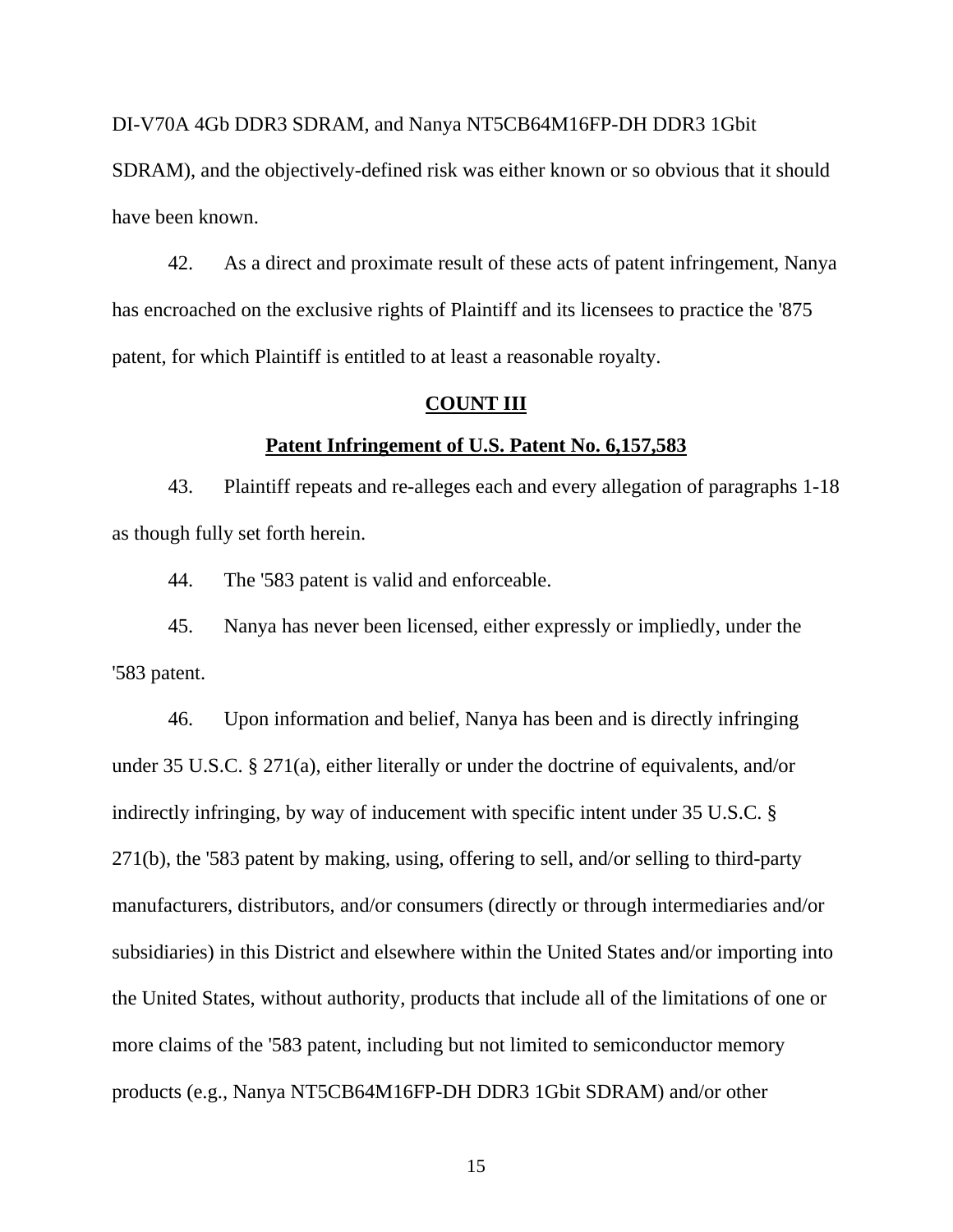DI-V70A 4Gb DDR3 SDRAM, and Nanya NT5CB64M16FP-DH DDR3 1Gbit SDRAM), and the objectively-defined risk was either known or so obvious that it should have been known.

42. As a direct and proximate result of these acts of patent infringement, Nanya has encroached on the exclusive rights of Plaintiff and its licensees to practice the '875 patent, for which Plaintiff is entitled to at least a reasonable royalty.

## COUNT III

### Patent Infringement of U.S. Patent No. 6,157,583

43. Plaintiff repeats and re-alleges each and every allegation of paragraphs 1-18 as though fully set forth herein.

44. The '583 patent is valid and enforceable.

45. Nanya has never been licensed, either expressly or impliedly, under the '583 patent.

46. Upon information and belief, Nanya has been and is directly infringing under 35 U.S.C. § 271(a), either literally or under the doctrine of equivalents, and/or indirectly infringing, by way of inducement with specific intent under 35 U.S.C. § 271(b), the '583 patent by making, using, offering to sell, and/or selling to third-party manufacturers, distributors, and/or consumers (directly or through intermediaries and/or subsidiaries) in this District and elsewhere within the United States and/or importing into the United States, without authority, products that include all of the limitations of one or more claims of the '583 patent, including but not limited to semiconductor memory products (e.g., Nanya NT5CB64M16FP-DH DDR3 1Gbit SDRAM) and/or other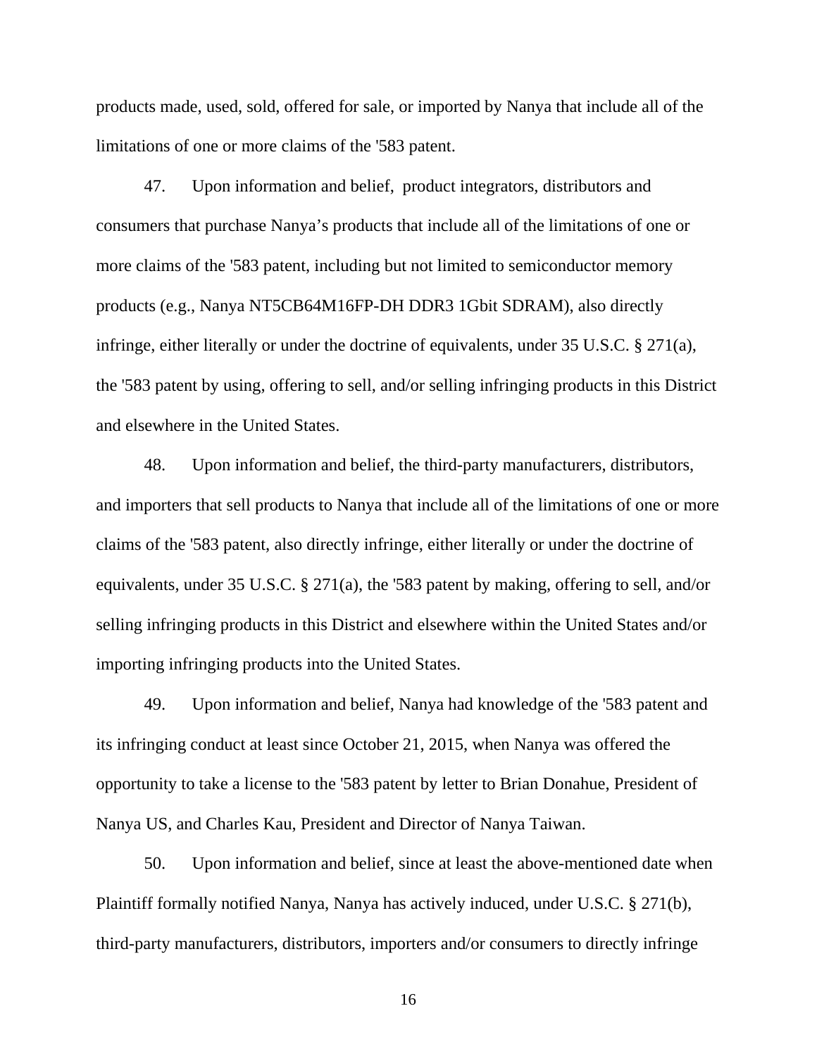products made, used, sold, offered for sale, or imported by Nanya that include all of the limitations of one or more claims of the '583 patent.

47. Upon information and belief, product integrators, distributors and consumers that purchase Nanya's products that include all of the limitations of one or more claims of the '583 patent, including but not limited to semiconductor memory products (e.g., Nanya NT5CB64M16FP-DH DDR3 1Gbit SDRAM), also directly infringe, either literally or under the doctrine of equivalents, under 35 U.S.C. § 271(a), the '583 patent by using, offering to sell, and/or selling infringing products in this District and elsewhere in the United States.

48. Upon information and belief, the third-party manufacturers, distributors, and importers that sell products to Nanya that include all of the limitations of one or more claims of the '583 patent, also directly infringe, either literally or under the doctrine of equivalents, under 35 U.S.C. § 271(a), the '583 patent by making, offering to sell, and/or selling infringing products in this District and elsewhere within the United States and/or importing infringing products into the United States.

49. Upon information and belief, Nanya had knowledge of the '583 patent and its infringing conduct at least since October 21, 2015, when Nanya was offered the opportunity to take a license to the '583 patent by letter to Brian Donahue, President of Nanya US, and Charles Kau, President and Director of Nanya Taiwan.

50. Upon information and belief, since at least the above-mentioned date when Plaintiff formally notified Nanya, Nanya has actively induced, under U.S.C. § 271(b), third-party manufacturers, distributors, importers and/or consumers to directly infringe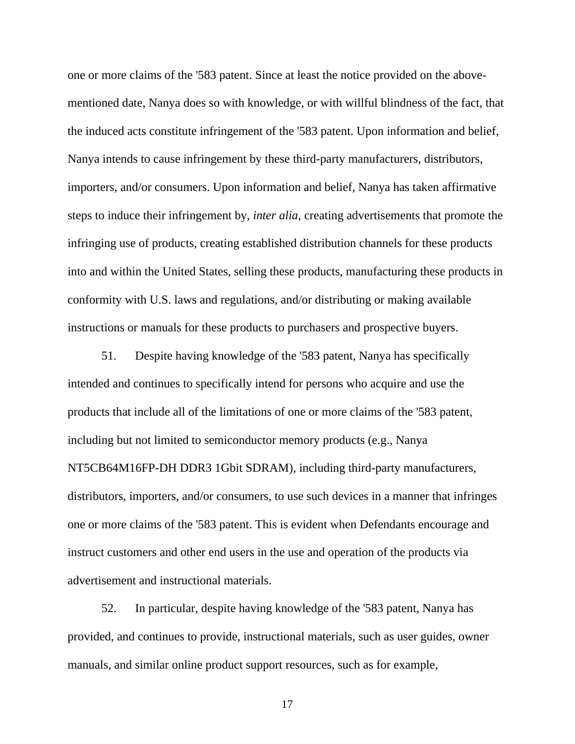one or more claims of the '583 patent. Since at least the notice provided on the above-mentioned date, Nanya does so with knowledge, or with willful blindness of the fact, that the induced acts constitute infringement of the '583 patent. Upon information and belief, Nanya intends to cause infringement by these third-party manufacturers, distributors, importers, and/or consumers. Upon information and belief, Nanya has taken affirmative steps to induce their infringement by, *inter alia*, creating advertisements that promote the infringing use of products, creating established distribution channels for these products into and within the United States, selling these products, manufacturing these products in conformity with U.S. laws and regulations, and/or distributing or making available instructions or manuals for these products to purchasers and prospective buyers.

51. Despite having knowledge of the '583 patent, Nanya has specifically intended and continues to specifically intend for persons who acquire and use the products that include all of the limitations of one or more claims of the '583 patent, including but not limited to semiconductor memory products (e.g., Nanya NT5CB64M16FP-DH DDR3 1Gbit SDRAM), including third-party manufacturers, distributors, importers, and/or consumers, to use such devices in a manner that infringes one or more claims of the '583 patent. This is evident when Defendants encourage and instruct customers and other end users in the use and operation of the products via advertisement and instructional materials.

52. In particular, despite having knowledge of the '583 patent, Nanya has provided, and continues to provide, instructional materials, such as user guides, owner manuals, and similar online product support resources, such as for example,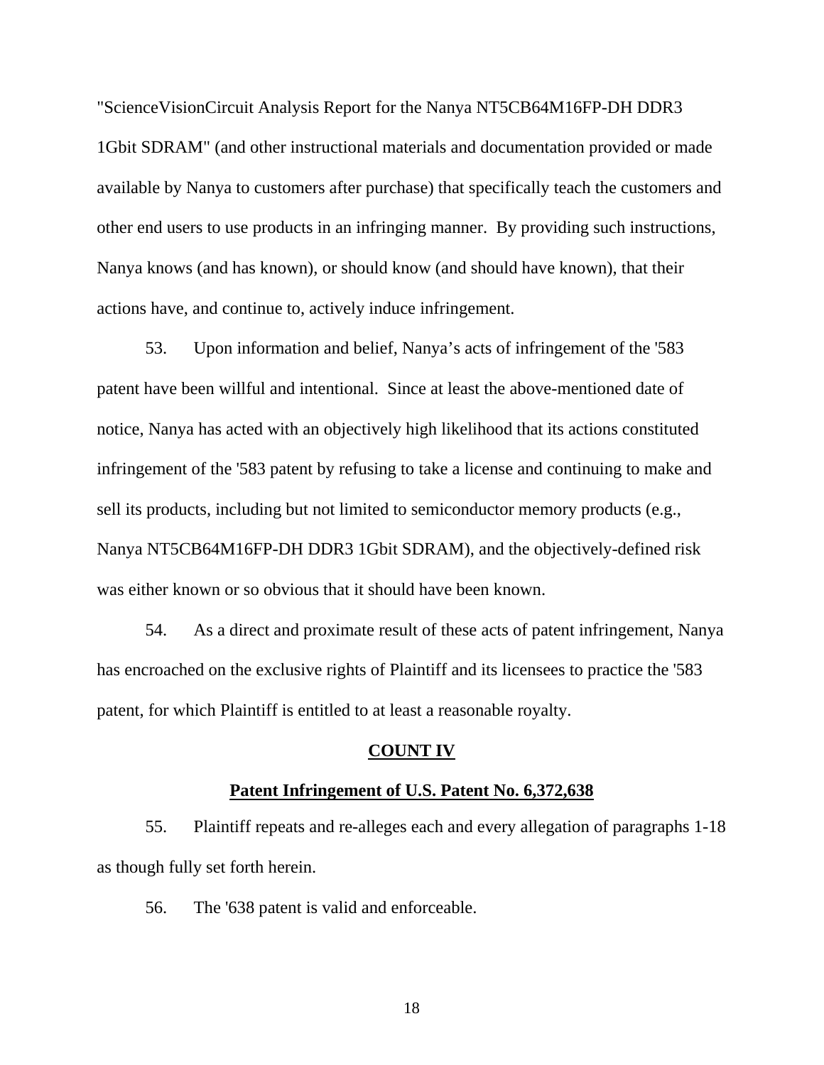"ScienceVisionCircuit Analysis Report for the Nanya NT5CB64M16FP-DH DDR3 1Gbit SDRAM" (and other instructional materials and documentation provided or made available by Nanya to customers after purchase) that specifically teach the customers and other end users to use products in an infringing manner. By providing such instructions, Nanya knows (and has known), or should know (and should have known), that their actions have, and continue to, actively induce infringement.

53. Upon information and belief, Nanya's acts of infringement of the '583 patent have been willful and intentional. Since at least the above-mentioned date of notice, Nanya has acted with an objectively high likelihood that its actions constituted infringement of the '583 patent by refusing to take a license and continuing to make and sell its products, including but not limited to semiconductor memory products (e.g., Nanya NT5CB64M16FP-DH DDR3 1Gbit SDRAM), and the objectively-defined risk was either known or so obvious that it should have been known.

54. As a direct and proximate result of these acts of patent infringement, Nanya has encroached on the exclusive rights of Plaintiff and its licensees to practice the '583 patent, for which Plaintiff is entitled to at least a reasonable royalty.

## COUNT IV

### Patent Infringement of U.S. Patent No. 6,372,638

55. Plaintiff repeats and re-alleges each and every allegation of paragraphs 1-18 as though fully set forth herein.

56. The '638 patent is valid and enforceable.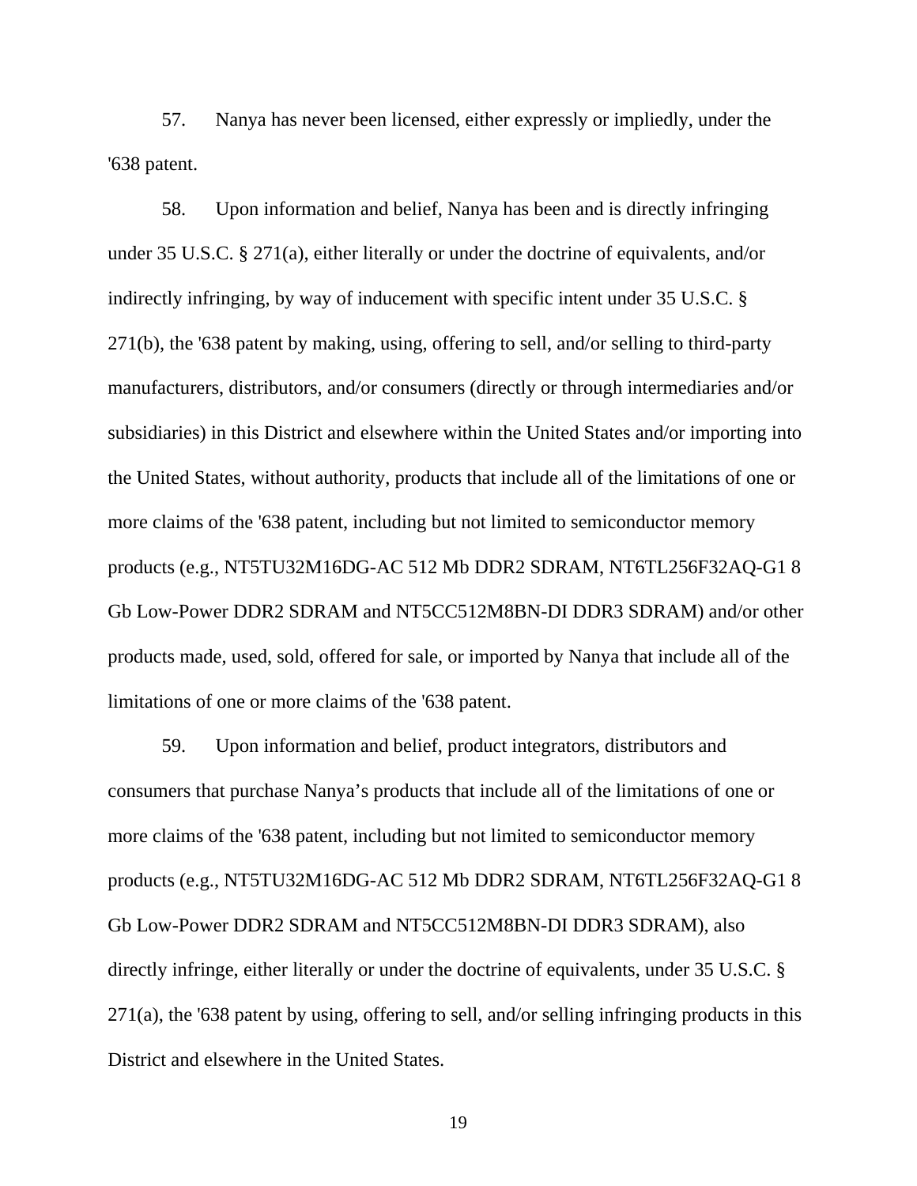57. Nanya has never been licensed, either expressly or impliedly, under the '638 patent.

58. Upon information and belief, Nanya has been and is directly infringing under 35 U.S.C. § 271(a), either literally or under the doctrine of equivalents, and/or indirectly infringing, by way of inducement with specific intent under 35 U.S.C. § 271(b), the '638 patent by making, using, offering to sell, and/or selling to third-party manufacturers, distributors, and/or consumers (directly or through intermediaries and/or subsidiaries) in this District and elsewhere within the United States and/or importing into the United States, without authority, products that include all of the limitations of one or more claims of the '638 patent, including but not limited to semiconductor memory products (e.g., NT5TU32M16DG-AC 512 Mb DDR2 SDRAM, NT6TL256F32AQ-G1 8 Gb Low-Power DDR2 SDRAM and NT5CC512M8BN-DI DDR3 SDRAM) and/or other products made, used, sold, offered for sale, or imported by Nanya that include all of the limitations of one or more claims of the '638 patent.

59. Upon information and belief, product integrators, distributors and consumers that purchase Nanya's products that include all of the limitations of one or more claims of the '638 patent, including but not limited to semiconductor memory products (e.g., NT5TU32M16DG-AC 512 Mb DDR2 SDRAM, NT6TL256F32AQ-G1 8 Gb Low-Power DDR2 SDRAM and NT5CC512M8BN-DI DDR3 SDRAM), also directly infringe, either literally or under the doctrine of equivalents, under 35 U.S.C. § 271(a), the '638 patent by using, offering to sell, and/or selling infringing products in this District and elsewhere in the United States.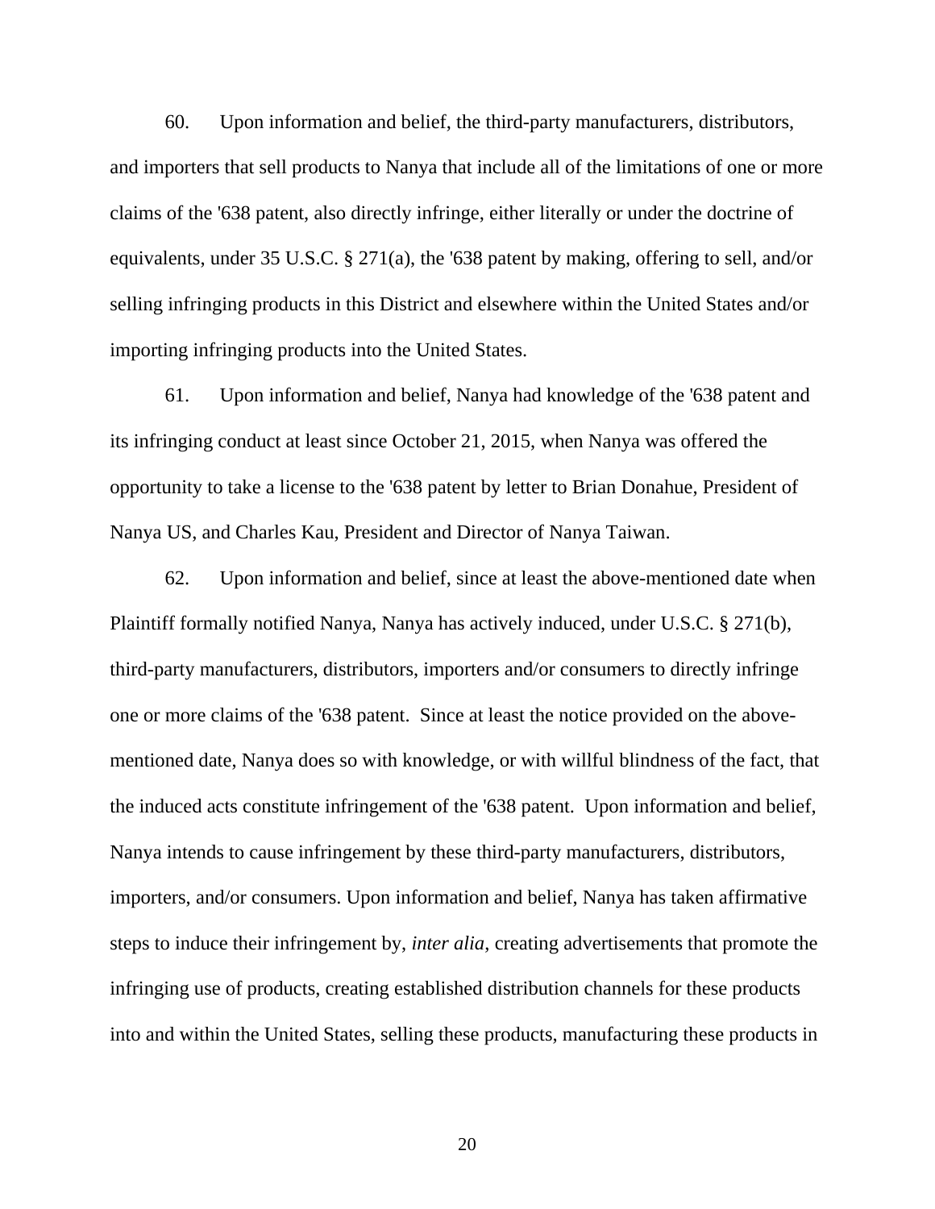60. Upon information and belief, the third-party manufacturers, distributors, and importers that sell products to Nanya that include all of the limitations of one or more claims of the '638 patent, also directly infringe, either literally or under the doctrine of equivalents, under 35 U.S.C. § 271(a), the '638 patent by making, offering to sell, and/or selling infringing products in this District and elsewhere within the United States and/or importing infringing products into the United States.

61. Upon information and belief, Nanya had knowledge of the '638 patent and its infringing conduct at least since October 21, 2015, when Nanya was offered the opportunity to take a license to the '638 patent by letter to Brian Donahue, President of Nanya US, and Charles Kau, President and Director of Nanya Taiwan.

62. Upon information and belief, since at least the above-mentioned date when Plaintiff formally notified Nanya, Nanya has actively induced, under U.S.C. § 271(b), third-party manufacturers, distributors, importers and/or consumers to directly infringe one or more claims of the '638 patent. Since at least the notice provided on the above-mentioned date, Nanya does so with knowledge, or with willful blindness of the fact, that the induced acts constitute infringement of the '638 patent. Upon information and belief, Nanya intends to cause infringement by these third-party manufacturers, distributors, importers, and/or consumers. Upon information and belief, Nanya has taken affirmative steps to induce their infringement by, *inter alia*, creating advertisements that promote the infringing use of products, creating established distribution channels for these products into and within the United States, selling these products, manufacturing these products in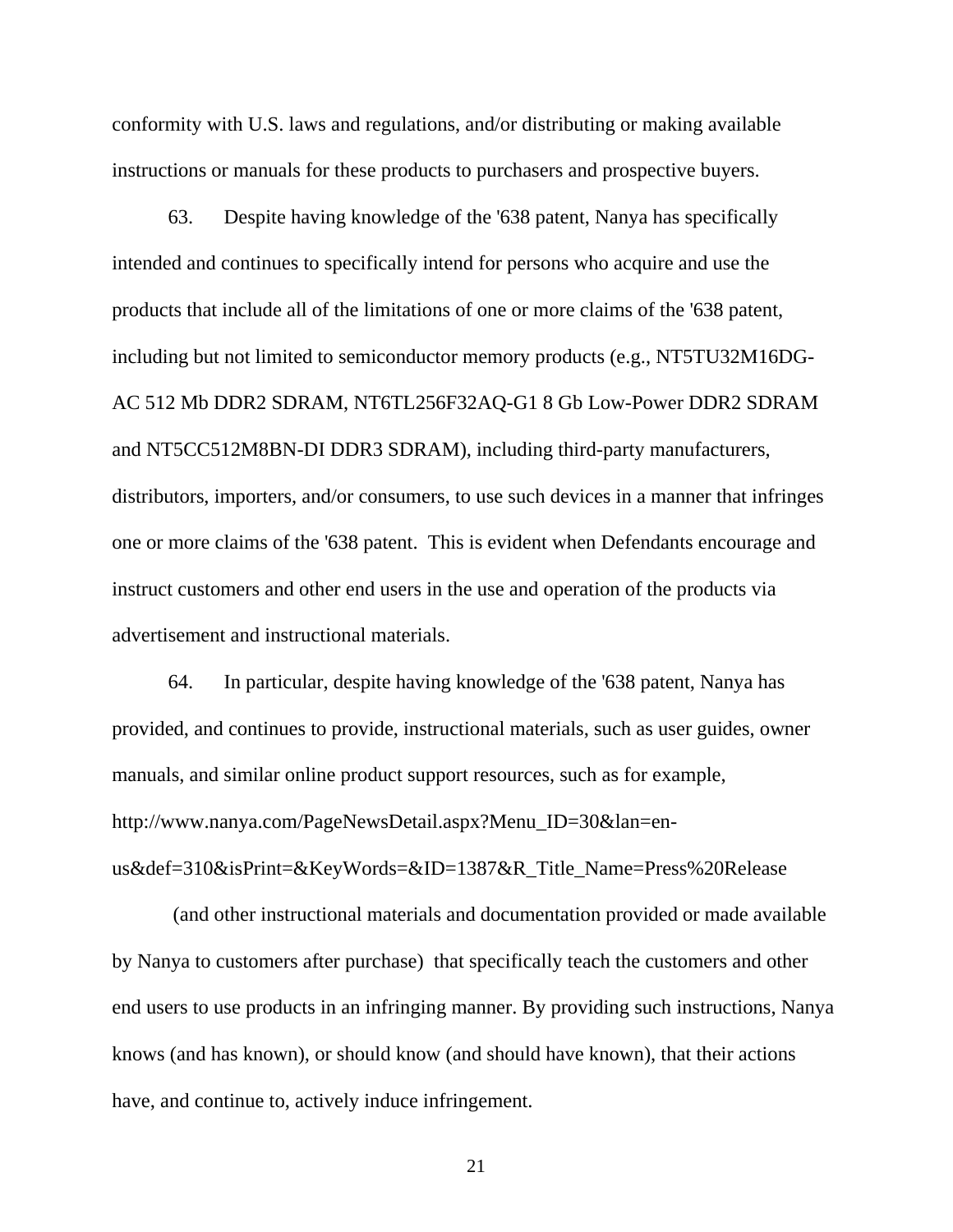conformity with U.S. laws and regulations, and/or distributing or making available instructions or manuals for these products to purchasers and prospective buyers.

63. Despite having knowledge of the '638 patent, Nanya has specifically intended and continues to specifically intend for persons who acquire and use the products that include all of the limitations of one or more claims of the '638 patent, including but not limited to semiconductor memory products (e.g., NT5TU32M16DG-AC 512 Mb DDR2 SDRAM, NT6TL256F32AQ-G1 8 Gb Low-Power DDR2 SDRAM and NT5CC512M8BN-DI DDR3 SDRAM), including third-party manufacturers, distributors, importers, and/or consumers, to use such devices in a manner that infringes one or more claims of the '638 patent. This is evident when Defendants encourage and instruct customers and other end users in the use and operation of the products via advertisement and instructional materials.

64. In particular, despite having knowledge of the '638 patent, Nanya has provided, and continues to provide, instructional materials, such as user guides, owner manuals, and similar online product support resources, such as for example, http://www.nanya.com/PageNewsDetail.aspx?Menu_ID=30&lan=en-us&def=310&isPrint=&KeyWords=&ID=1387&R_Title_Name=Press%20Release

(and other instructional materials and documentation provided or made available by Nanya to customers after purchase) that specifically teach the customers and other end users to use products in an infringing manner. By providing such instructions, Nanya knows (and has known), or should know (and should have known), that their actions have, and continue to, actively induce infringement.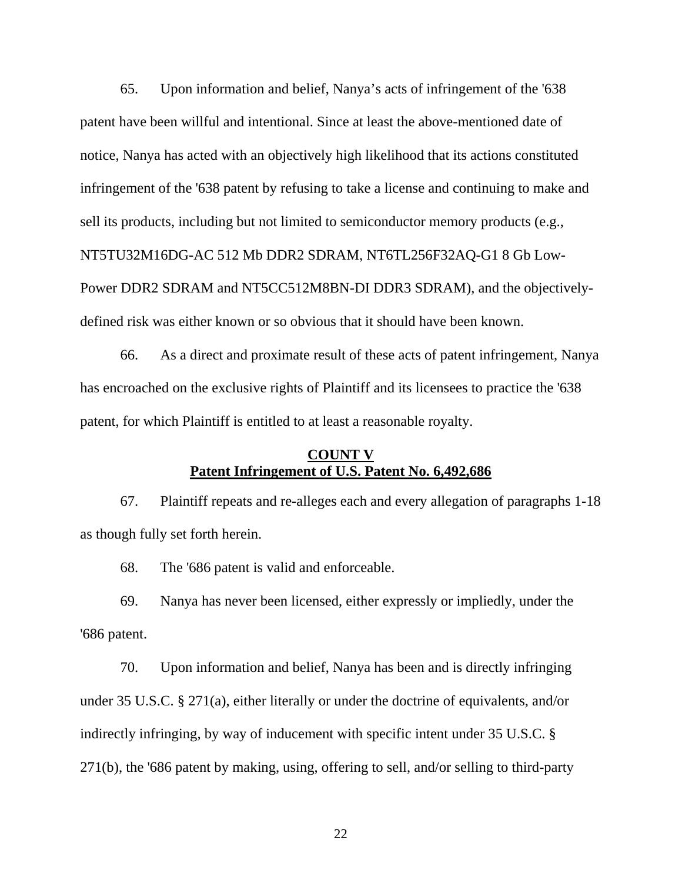65. Upon information and belief, Nanya's acts of infringement of the '638 patent have been willful and intentional. Since at least the above-mentioned date of notice, Nanya has acted with an objectively high likelihood that its actions constituted infringement of the '638 patent by refusing to take a license and continuing to make and sell its products, including but not limited to semiconductor memory products (e.g., NT5TU32M16DG-AC 512 Mb DDR2 SDRAM, NT6TL256F32AQ-G1 8 Gb Low-Power DDR2 SDRAM and NT5CC512M8BN-DI DDR3 SDRAM), and the objectively-defined risk was either known or so obvious that it should have been known.

66. As a direct and proximate result of these acts of patent infringement, Nanya has encroached on the exclusive rights of Plaintiff and its licensees to practice the '638 patent, for which Plaintiff is entitled to at least a reasonable royalty.

## COUNT V
## Patent Infringement of U.S. Patent No. 6,492,686

67. Plaintiff repeats and re-alleges each and every allegation of paragraphs 1-18 as though fully set forth herein.

68. The '686 patent is valid and enforceable.

69. Nanya has never been licensed, either expressly or impliedly, under the '686 patent.

70. Upon information and belief, Nanya has been and is directly infringing under 35 U.S.C. § 271(a), either literally or under the doctrine of equivalents, and/or indirectly infringing, by way of inducement with specific intent under 35 U.S.C. § 271(b), the '686 patent by making, using, offering to sell, and/or selling to third-party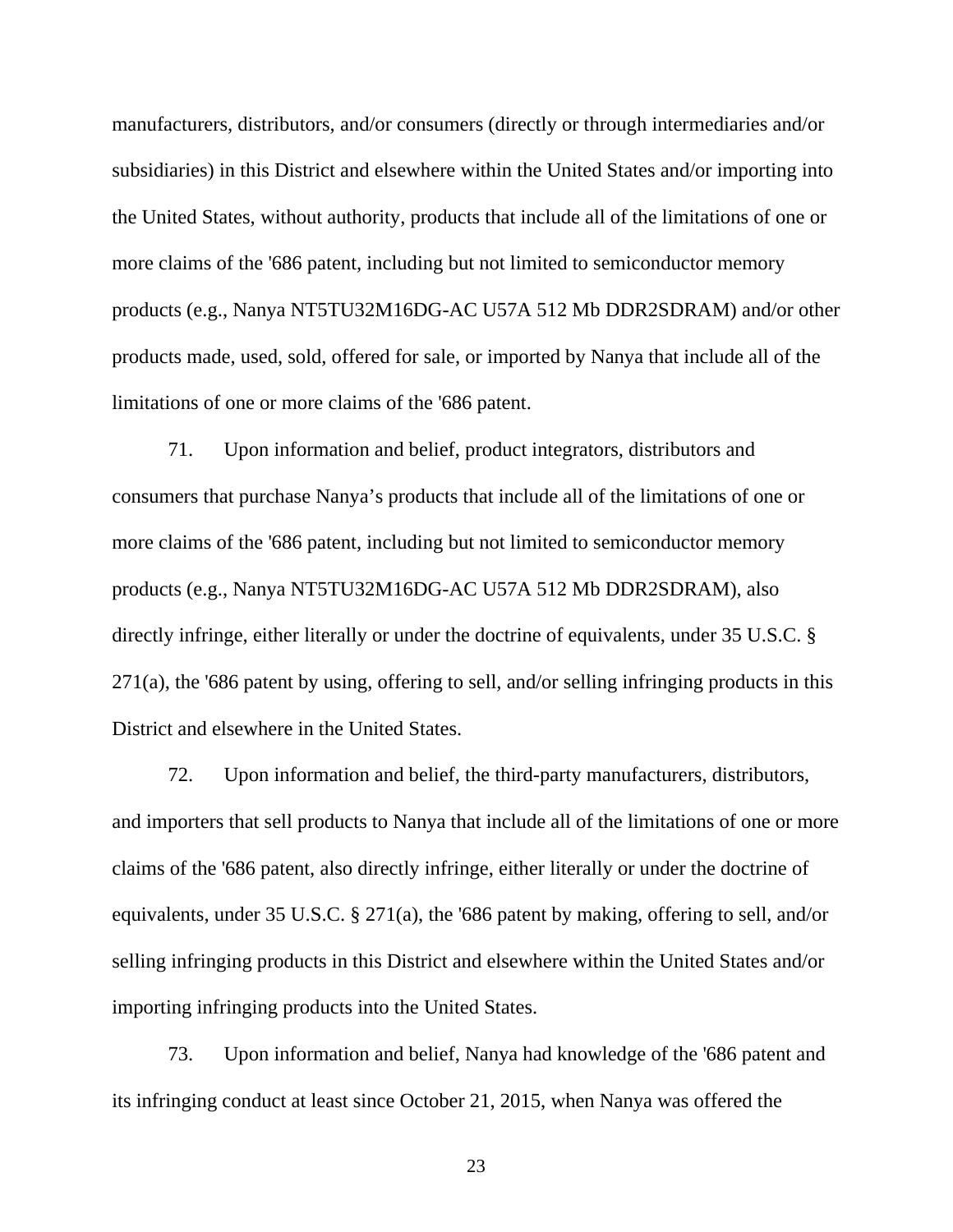manufacturers, distributors, and/or consumers (directly or through intermediaries and/or subsidiaries) in this District and elsewhere within the United States and/or importing into the United States, without authority, products that include all of the limitations of one or more claims of the '686 patent, including but not limited to semiconductor memory products (e.g., Nanya NT5TU32M16DG-AC U57A 512 Mb DDR2SDRAM) and/or other products made, used, sold, offered for sale, or imported by Nanya that include all of the limitations of one or more claims of the '686 patent.

71. Upon information and belief, product integrators, distributors and consumers that purchase Nanya's products that include all of the limitations of one or more claims of the '686 patent, including but not limited to semiconductor memory products (e.g., Nanya NT5TU32M16DG-AC U57A 512 Mb DDR2SDRAM), also directly infringe, either literally or under the doctrine of equivalents, under 35 U.S.C. § 271(a), the '686 patent by using, offering to sell, and/or selling infringing products in this District and elsewhere in the United States.

72. Upon information and belief, the third-party manufacturers, distributors, and importers that sell products to Nanya that include all of the limitations of one or more claims of the '686 patent, also directly infringe, either literally or under the doctrine of equivalents, under 35 U.S.C. § 271(a), the '686 patent by making, offering to sell, and/or selling infringing products in this District and elsewhere within the United States and/or importing infringing products into the United States.

73. Upon information and belief, Nanya had knowledge of the '686 patent and its infringing conduct at least since October 21, 2015, when Nanya was offered the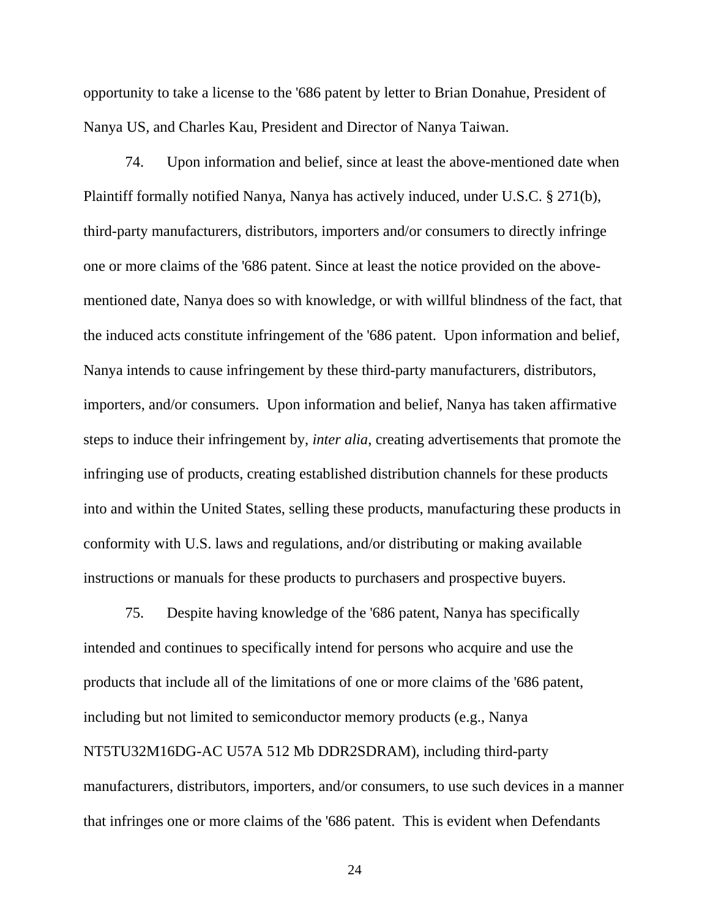opportunity to take a license to the '686 patent by letter to Brian Donahue, President of Nanya US, and Charles Kau, President and Director of Nanya Taiwan.

74. Upon information and belief, since at least the above-mentioned date when Plaintiff formally notified Nanya, Nanya has actively induced, under U.S.C. § 271(b), third-party manufacturers, distributors, importers and/or consumers to directly infringe one or more claims of the '686 patent. Since at least the notice provided on the above-mentioned date, Nanya does so with knowledge, or with willful blindness of the fact, that the induced acts constitute infringement of the '686 patent. Upon information and belief, Nanya intends to cause infringement by these third-party manufacturers, distributors, importers, and/or consumers. Upon information and belief, Nanya has taken affirmative steps to induce their infringement by, *inter alia*, creating advertisements that promote the infringing use of products, creating established distribution channels for these products into and within the United States, selling these products, manufacturing these products in conformity with U.S. laws and regulations, and/or distributing or making available instructions or manuals for these products to purchasers and prospective buyers.

75. Despite having knowledge of the '686 patent, Nanya has specifically intended and continues to specifically intend for persons who acquire and use the products that include all of the limitations of one or more claims of the '686 patent, including but not limited to semiconductor memory products (e.g., Nanya NT5TU32M16DG-AC U57A 512 Mb DDR2SDRAM), including third-party manufacturers, distributors, importers, and/or consumers, to use such devices in a manner that infringes one or more claims of the '686 patent. This is evident when Defendants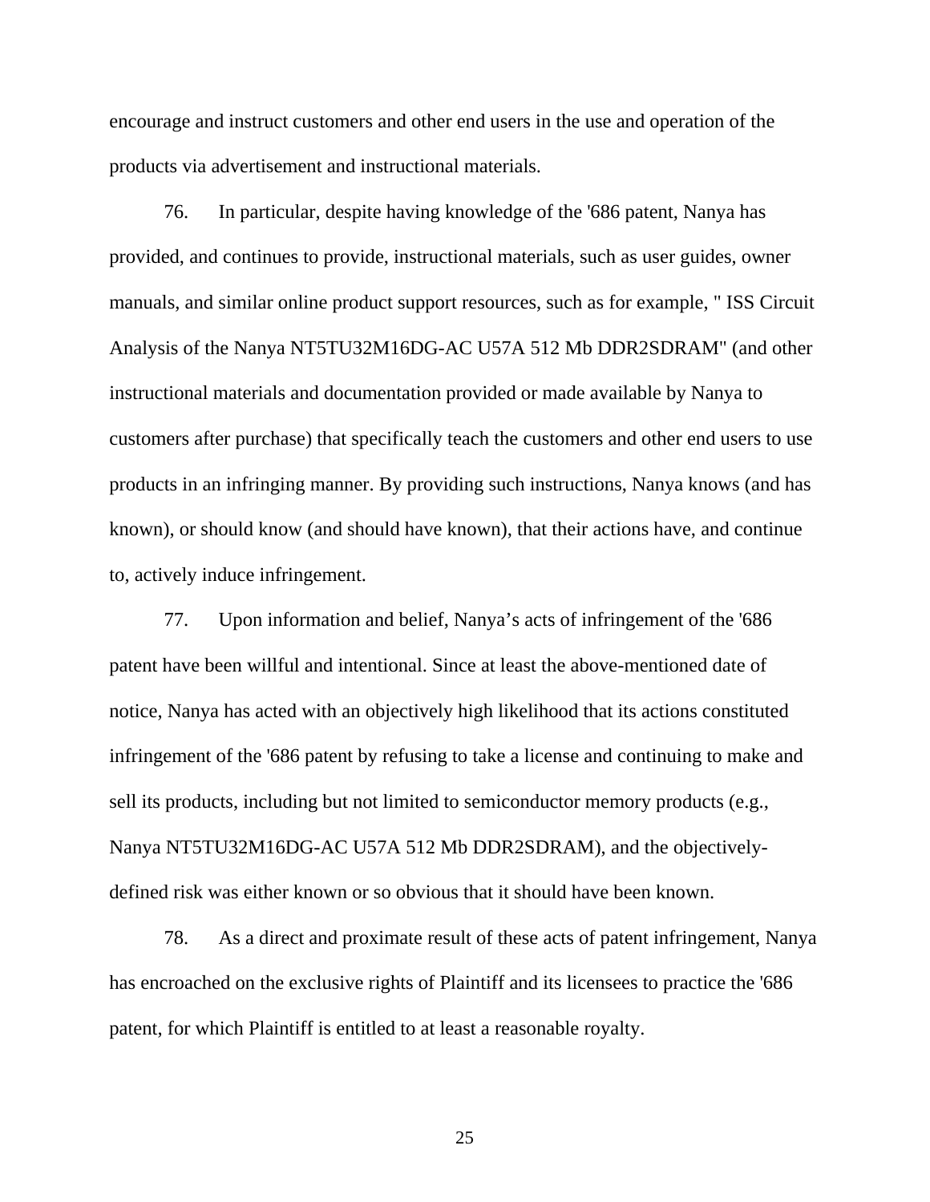encourage and instruct customers and other end users in the use and operation of the products via advertisement and instructional materials.

76. In particular, despite having knowledge of the '686 patent, Nanya has provided, and continues to provide, instructional materials, such as user guides, owner manuals, and similar online product support resources, such as for example, " ISS Circuit Analysis of the Nanya NT5TU32M16DG-AC U57A 512 Mb DDR2SDRAM" (and other instructional materials and documentation provided or made available by Nanya to customers after purchase) that specifically teach the customers and other end users to use products in an infringing manner. By providing such instructions, Nanya knows (and has known), or should know (and should have known), that their actions have, and continue to, actively induce infringement.

77. Upon information and belief, Nanya's acts of infringement of the '686 patent have been willful and intentional. Since at least the above-mentioned date of notice, Nanya has acted with an objectively high likelihood that its actions constituted infringement of the '686 patent by refusing to take a license and continuing to make and sell its products, including but not limited to semiconductor memory products (e.g., Nanya NT5TU32M16DG-AC U57A 512 Mb DDR2SDRAM), and the objectively-defined risk was either known or so obvious that it should have been known.

78. As a direct and proximate result of these acts of patent infringement, Nanya has encroached on the exclusive rights of Plaintiff and its licensees to practice the '686 patent, for which Plaintiff is entitled to at least a reasonable royalty.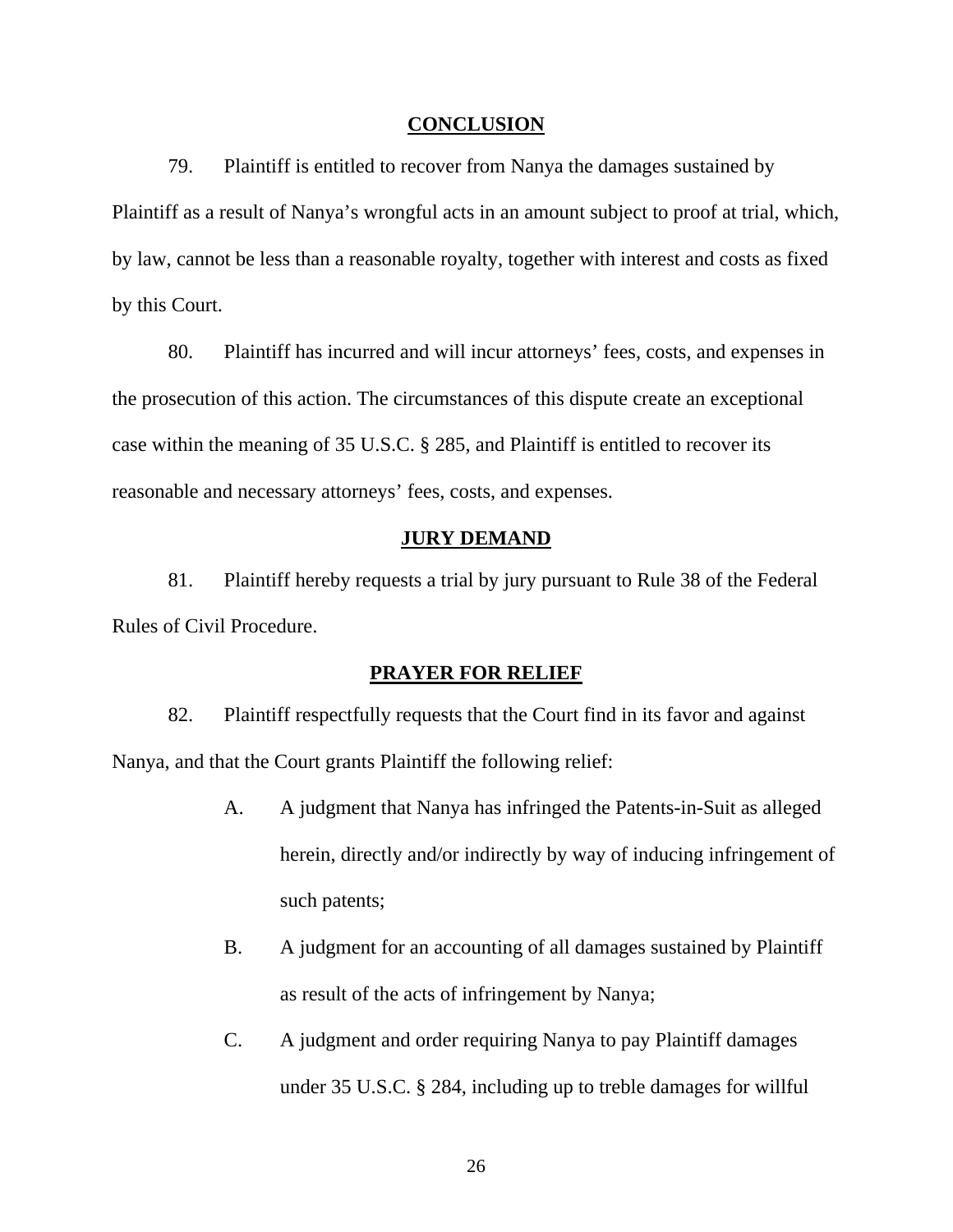## CONCLUSION

79. Plaintiff is entitled to recover from Nanya the damages sustained by Plaintiff as a result of Nanya's wrongful acts in an amount subject to proof at trial, which, by law, cannot be less than a reasonable royalty, together with interest and costs as fixed by this Court.

80. Plaintiff has incurred and will incur attorneys' fees, costs, and expenses in the prosecution of this action. The circumstances of this dispute create an exceptional case within the meaning of 35 U.S.C. § 285, and Plaintiff is entitled to recover its reasonable and necessary attorneys' fees, costs, and expenses.

## JURY DEMAND

81. Plaintiff hereby requests a trial by jury pursuant to Rule 38 of the Federal Rules of Civil Procedure.

## PRAYER FOR RELIEF

82. Plaintiff respectfully requests that the Court find in its favor and against Nanya, and that the Court grants Plaintiff the following relief:

A. A judgment that Nanya has infringed the Patents-in-Suit as alleged herein, directly and/or indirectly by way of inducing infringement of such patents;

B. A judgment for an accounting of all damages sustained by Plaintiff as result of the acts of infringement by Nanya;

C. A judgment and order requiring Nanya to pay Plaintiff damages under 35 U.S.C. § 284, including up to treble damages for willful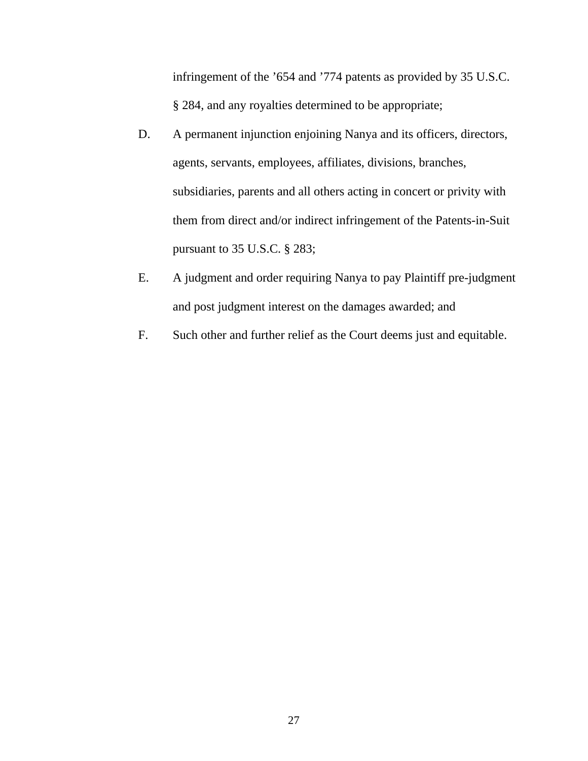infringement of the ’654 and ’774 patents as provided by 35 U.S.C. § 284, and any royalties determined to be appropriate;

D. A permanent injunction enjoining Nanya and its officers, directors, agents, servants, employees, affiliates, divisions, branches, subsidiaries, parents and all others acting in concert or privity with them from direct and/or indirect infringement of the Patents-in-Suit pursuant to 35 U.S.C. § 283;

E. A judgment and order requiring Nanya to pay Plaintiff pre-judgment and post judgment interest on the damages awarded; and

F. Such other and further relief as the Court deems just and equitable.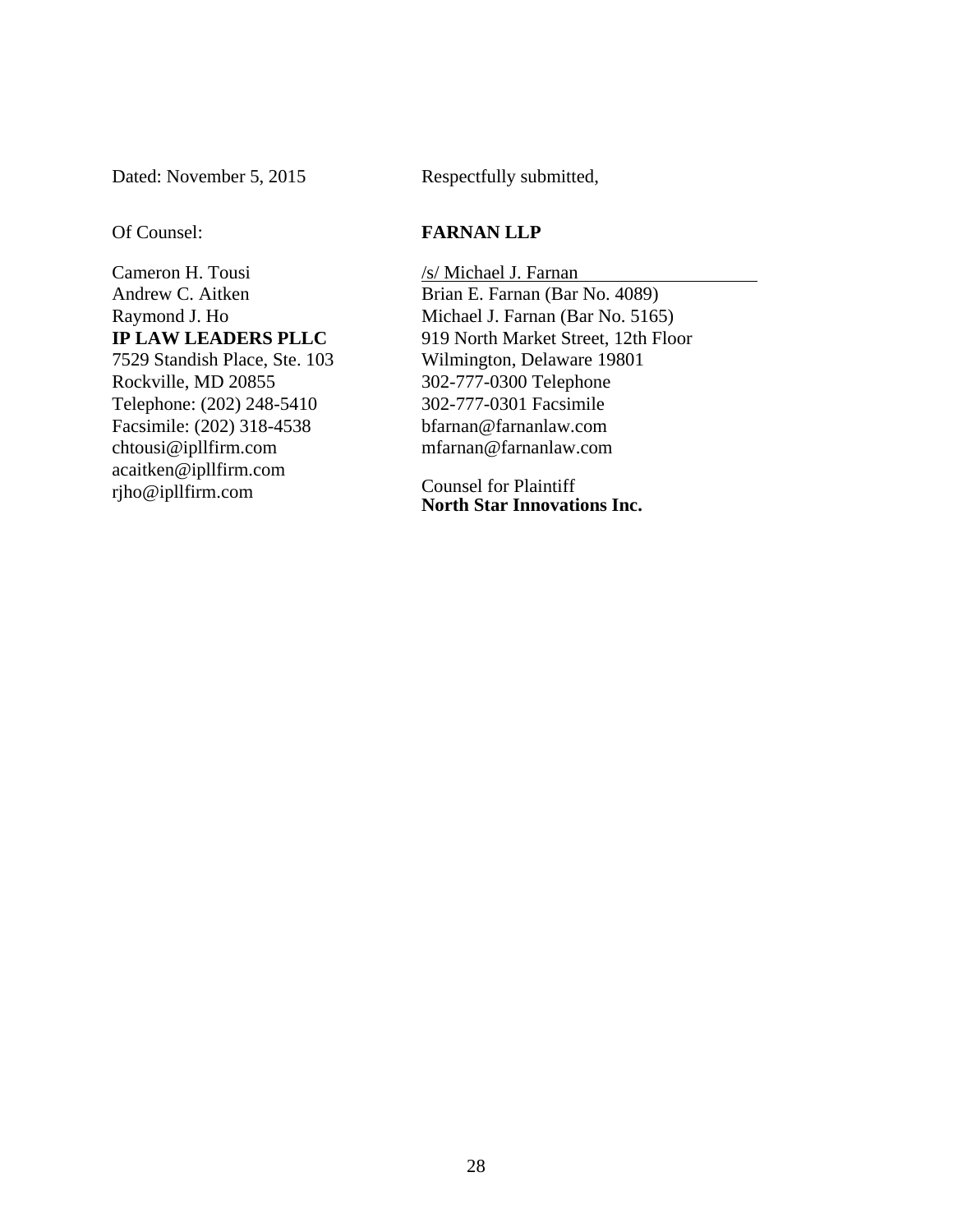Dated: November 5, 2015

Respectfully submitted,

**FARNAN LLP**

/s/ Michael J. Farnan
Brian E. Farnan (Bar No. 4089)
Michael J. Farnan (Bar No. 5165)
919 North Market Street, 12th Floor
Wilmington, Delaware 19801
302-777-0300 Telephone
302-777-0301 Facsimile
bfarnan@farnanlaw.com
mfarnan@farnanlaw.com

Counsel for Plaintiff
**North Star Innovations Inc.**

Of Counsel:

Cameron H. Tousi
Andrew C. Aitken
Raymond J. Ho
**IP LAW LEADERS PLLC**
7529 Standish Place, Ste. 103
Rockville, MD 20855
Telephone: (202) 248-5410
Facsimile: (202) 318-4538
chtousi@ipllfirm.com
acaitken@ipllfirm.com
rjho@ipllfirm.com